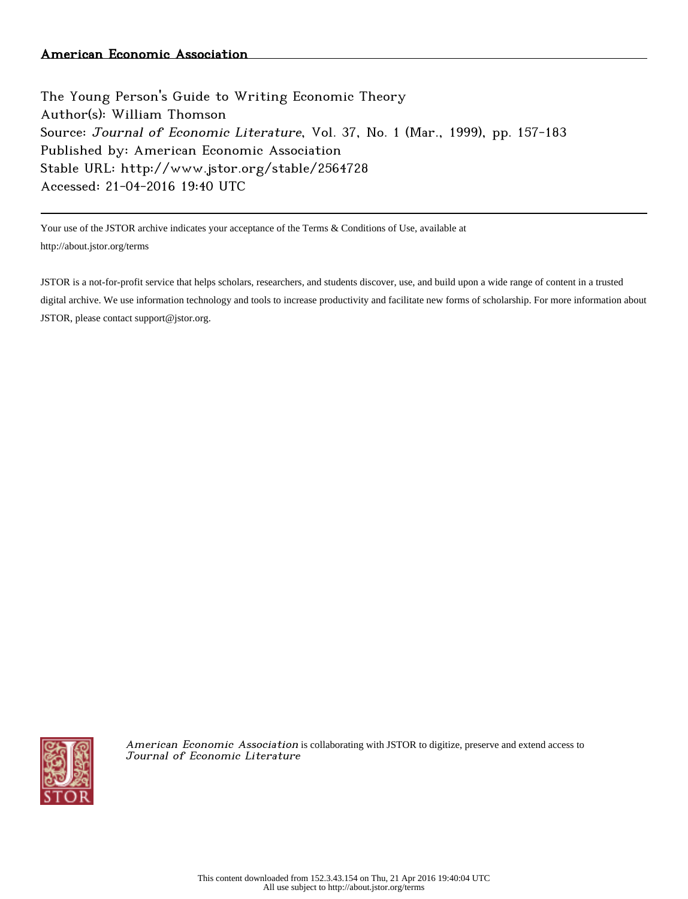American Economic Association

The Young Person's Guide to Writing Economic Theory
Author(s): William Thomson
Source: *Journal of Economic Literature*, Vol. 37, No. 1 (Mar., 1999), pp. 157-183
Published by: American Economic Association
Stable URL: http://www.jstor.org/stable/2564728
Accessed: 21-04-2016 19:40 UTC

---

Your use of the JSTOR archive indicates your acceptance of the Terms & Conditions of Use, available at http://about.jstor.org/terms

JSTOR is a not-for-profit service that helps scholars, researchers, and students discover, use, and build upon a wide range of content in a trusted digital archive. We use information technology and tools to increase productivity and facilitate new forms of scholarship. For more information about JSTOR, please contact support@jstor.org.

*American Economic Association* is collaborating with JSTOR to digitize, preserve and extend access to *Journal of Economic Literature*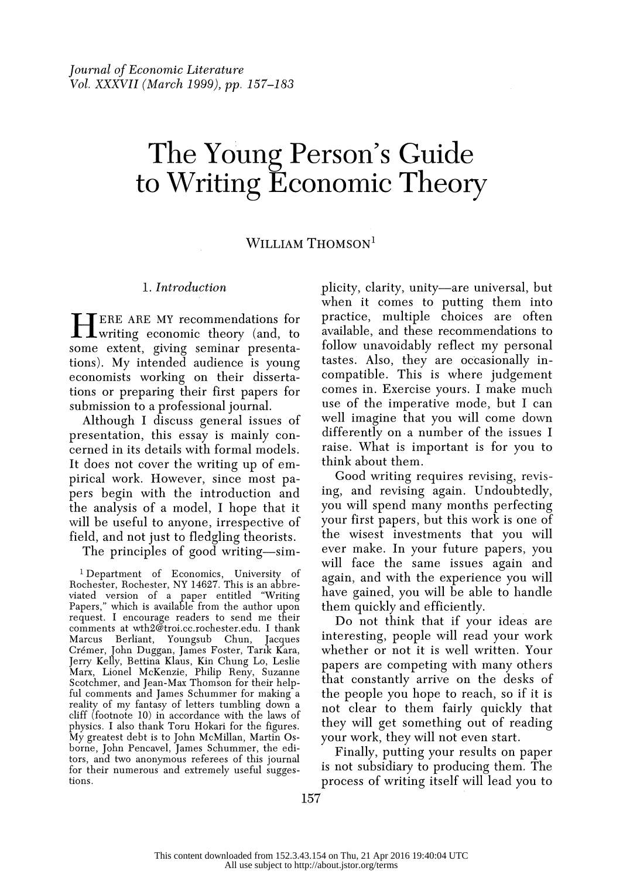Journal of Economic Literature
Vol. XXXVII (March 1999), pp. 157–183

# The Young Person's Guide to Writing Economic Theory

WILLIAM THOMSON[1]

## 1. *Introduction*

HERE ARE MY recommendations for writing economic theory (and, to some extent, giving seminar presentations). My intended audience is young economists working on their dissertations or preparing their first papers for submission to a professional journal.

Although I discuss general issues of presentation, this essay is mainly concerned in its details with formal models. It does not cover the writing up of empirical work. However, since most papers begin with the introduction and the analysis of a model, I hope that it will be useful to anyone, irrespective of field, and not just to fledgling theorists.

The principles of good writing—simplicity, clarity, unity—are universal, but when it comes to putting them into practice, multiple choices are often available, and these recommendations to follow unavoidably reflect my personal tastes. Also, they are occasionally incompatible. This is where judgement comes in. Exercise yours. I make much use of the imperative mode, but I can well imagine that you will come down differently on a number of the issues I raise. What is important is for you to think about them.

Good writing requires revising, revising, and revising again. Undoubtedly, you will spend many months perfecting your first papers, but this work is one of the wisest investments that you will ever make. In your future papers, you will face the same issues again and again, and with the experience you will have gained, you will be able to handle them quickly and efficiently.

Do not think that if your ideas are interesting, people will read your work whether or not it is well written. Your papers are competing with many others that constantly arrive on the desks of the people you hope to reach, so if it is not clear to them fairly quickly that they will get something out of reading your work, they will not even start.

Finally, putting your results on paper is not subsidiary to producing them. The process of writing itself will lead you to

[1] Department of Economics, University of Rochester, Rochester, NY 14627. This is an abbreviated version of a paper entitled "Writing Papers," which is available from the author upon request. I encourage readers to send me their comments at wth2@troi.cc.rochester.edu. I thank Marcus Berliant, Youngsub Chun, Jacques Crémer, John Duggan, James Foster, Tarık Kara, Jerry Kelly, Bettina Klaus, Kin Chung Lo, Leslie Marx, Lionel McKenzie, Philip Reny, Suzanne Scotchmer, and Jean-Max Thomson for their helpful comments and James Schummer for making a reality of my fantasy of letters tumbling down a cliff (footnote 10) in accordance with the laws of physics. I also thank Toru Hokari for the figures. My greatest debt is to John McMillan, Martin Osborne, John Pencavel, James Schummer, the editors, and two anonymous referees of this journal for their numerous and extremely useful suggestions.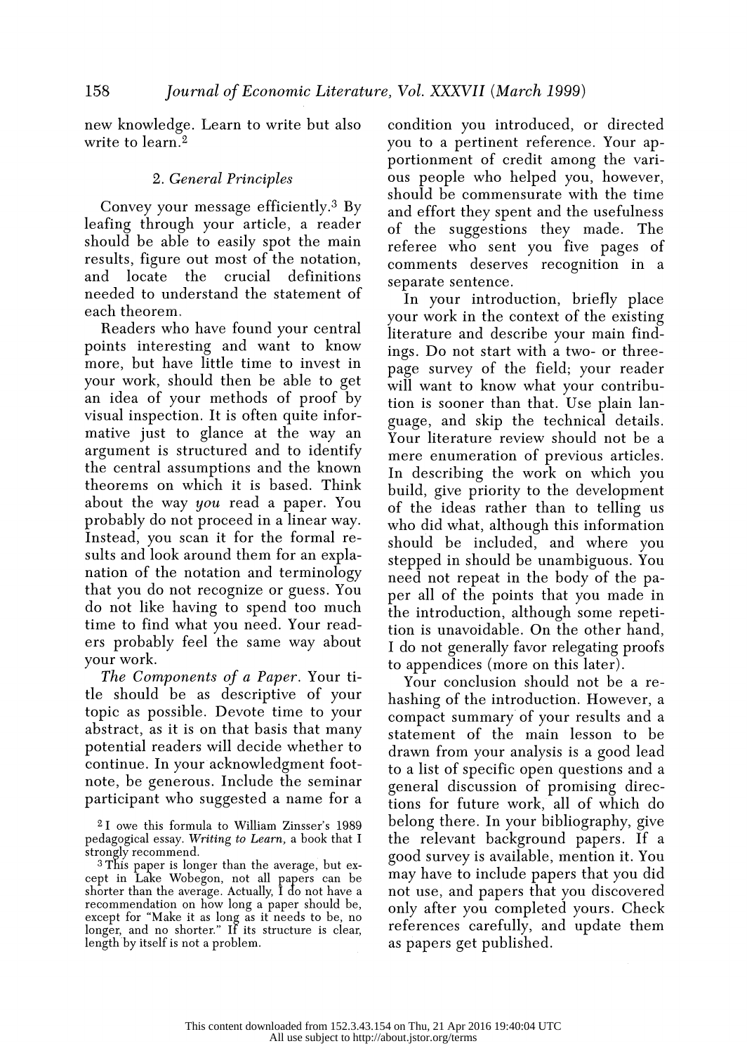new knowledge. Learn to write but also write to learn.[2]

### 2. General Principles

Convey your message efficiently.[3] By leafing through your article, a reader should be able to easily spot the main results, figure out most of the notation, and locate the crucial definitions needed to understand the statement of each theorem.

Readers who have found your central points interesting and want to know more, but have little time to invest in your work, should then be able to get an idea of your methods of proof by visual inspection. It is often quite informative just to glance at the way an argument is structured and to identify the central assumptions and the known theorems on which it is based. Think about the way *you* read a paper. You probably do not proceed in a linear way. Instead, you scan it for the formal results and look around them for an explanation of the notation and terminology that you do not recognize or guess. You do not like having to spend too much time to find what you need. Your readers probably feel the same way about your work.

*The Components of a Paper*. Your title should be as descriptive of your topic as possible. Devote time to your abstract, as it is on that basis that many potential readers will decide whether to continue. In your acknowledgment footnote, be generous. Include the seminar participant who suggested a name for a condition you introduced, or directed you to a pertinent reference. Your apportionment of credit among the various people who helped you, however, should be commensurate with the time and effort they spent and the usefulness of the suggestions they made. The referee who sent you five pages of comments deserves recognition in a separate sentence.

In your introduction, briefly place your work in the context of the existing literature and describe your main findings. Do not start with a two- or three-page survey of the field; your reader will want to know what your contribution is sooner than that. Use plain language, and skip the technical details. Your literature review should not be a mere enumeration of previous articles. In describing the work on which you build, give priority to the development of the ideas rather than to telling us who did what, although this information should be included, and where you stepped in should be unambiguous. You need not repeat in the body of the paper all of the points that you made in the introduction, although some repetition is unavoidable. On the other hand, I do not generally favor relegating proofs to appendices (more on this later).

Your conclusion should not be a rehashing of the introduction. However, a compact summary of your results and a statement of the main lesson to be drawn from your analysis is a good lead to a list of specific open questions and a general discussion of promising directions for future work, all of which do belong there. In your bibliography, give the relevant background papers. If a good survey is available, mention it. You may have to include papers that you did not use, and papers that you discovered only after you completed yours. Check references carefully, and update them as papers get published.

[2] I owe this formula to William Zinsser's 1989 pedagogical essay. *Writing to Learn*, a book that I strongly recommend.

[3] This paper is longer than the average, but except in Lake Wobegon, not all papers can be shorter than the average. Actually, I do not have a recommendation on how long a paper should be, except for "Make it as long as it needs to be, no longer, and no shorter." If its structure is clear, length by itself is not a problem.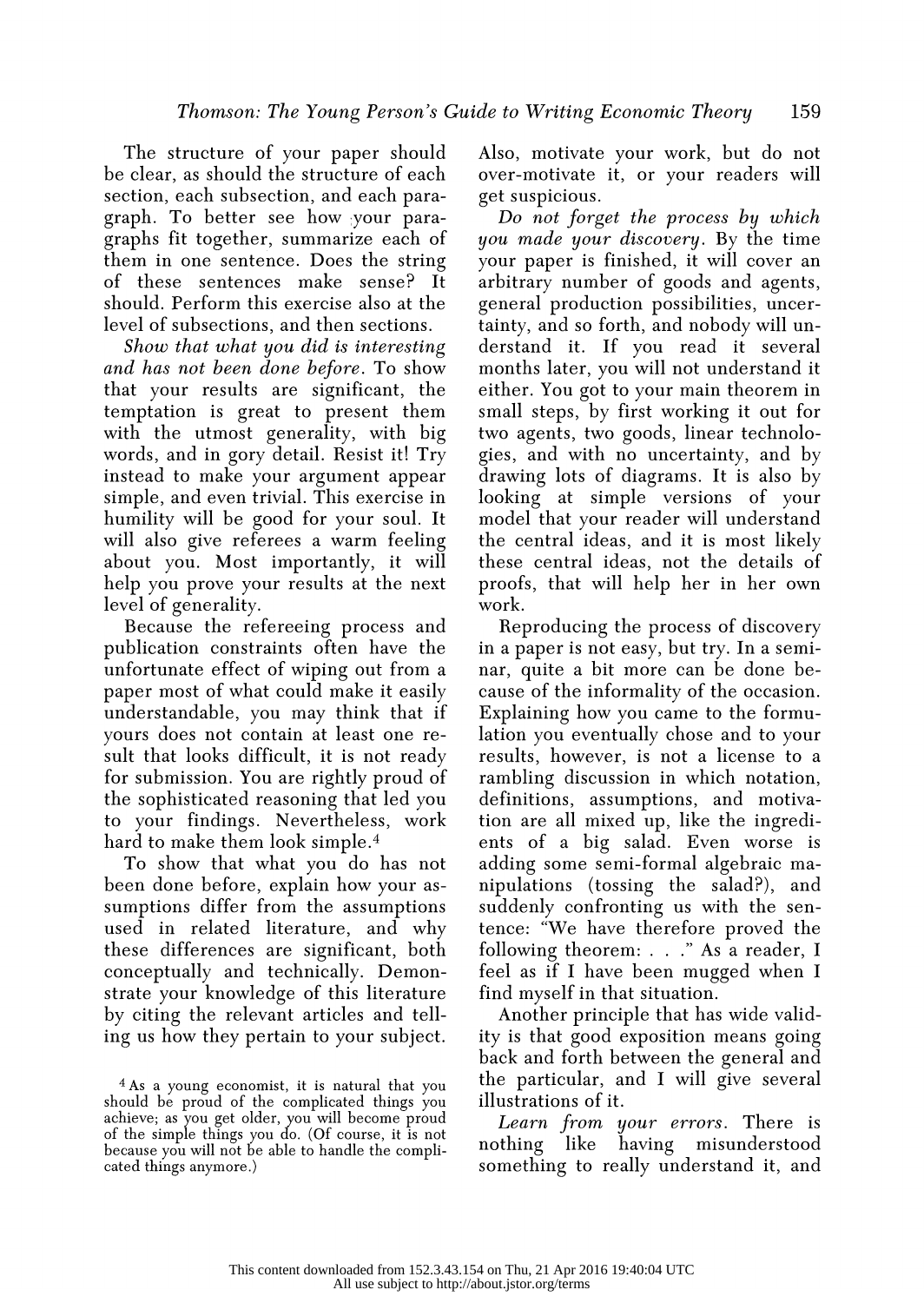The structure of your paper should be clear, as should the structure of each section, each subsection, and each paragraph. To better see how your paragraphs fit together, summarize each of them in one sentence. Does the string of these sentences make sense? It should. Perform this exercise also at the level of subsections, and then sections.

*Show that what you did is interesting and has not been done before*. To show that your results are significant, the temptation is great to present them with the utmost generality, with big words, and in gory detail. Resist it! Try instead to make your argument appear simple, and even trivial. This exercise in humility will be good for your soul. It will also give referees a warm feeling about you. Most importantly, it will help you prove your results at the next level of generality.

Because the refereeing process and publication constraints often have the unfortunate effect of wiping out from a paper most of what could make it easily understandable, you may think that if yours does not contain at least one result that looks difficult, it is not ready for submission. You are rightly proud of the sophisticated reasoning that led you to your findings. Nevertheless, work hard to make them look simple.[4]

To show that what you do has not been done before, explain how your assumptions differ from the assumptions used in related literature, and why these differences are significant, both conceptually and technically. Demonstrate your knowledge of this literature by citing the relevant articles and telling us how they pertain to your subject. Also, motivate your work, but do not over-motivate it, or your readers will get suspicious.

*Do not forget the process by which you made your discovery*. By the time your paper is finished, it will cover an arbitrary number of goods and agents, general production possibilities, uncertainty, and so forth, and nobody will understand it. If you read it several months later, you will not understand it either. You got to your main theorem in small steps, by first working it out for two agents, two goods, linear technologies, and with no uncertainty, and by drawing lots of diagrams. It is also by looking at simple versions of your model that your reader will understand the central ideas, and it is most likely these central ideas, not the details of proofs, that will help her in her own work.

Reproducing the process of discovery in a paper is not easy, but try. In a seminar, quite a bit more can be done because of the informality of the occasion. Explaining how you came to the formulation you eventually chose and to your results, however, is not a license to a rambling discussion in which notation, definitions, assumptions, and motivation are all mixed up, like the ingredients of a big salad. Even worse is adding some semi-formal algebraic manipulations (tossing the salad?), and suddenly confronting us with the sentence: "We have therefore proved the following theorem: . . ." As a reader, I feel as if I have been mugged when I find myself in that situation.

Another principle that has wide validity is that good exposition means going back and forth between the general and the particular, and I will give several illustrations of it.

*Learn from your errors*. There is nothing like having misunderstood something to really understand it, and

[4] As a young economist, it is natural that you should be proud of the complicated things you achieve; as you get older, you will become proud of the simple things you do. (Of course, it is not because you will not be able to handle the complicated things anymore.)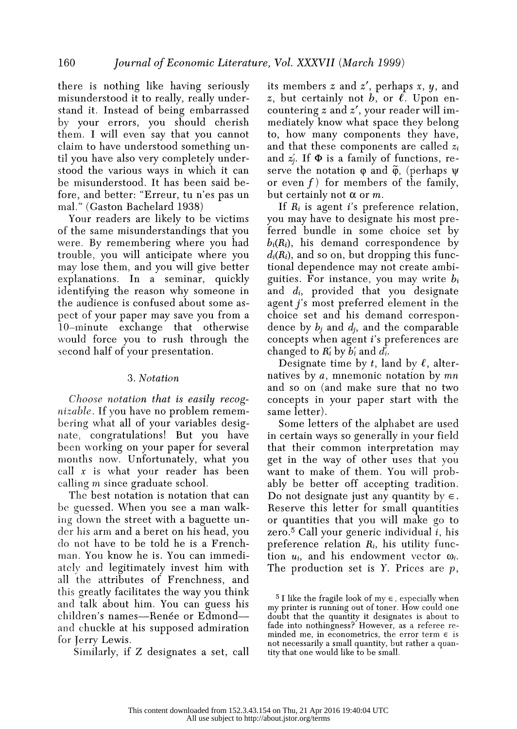there is nothing like having seriously misunderstood it to really, really understand it. Instead of being embarrassed by your errors, you should cherish them. I will even say that you cannot claim to have understood something until you have also very completely understood the various ways in which it can be misunderstood. It has been said before, and better: "Erreur, tu n'es pas un mal." (Gaston Bachelard 1938)

Your readers are likely to be victims of the same misunderstandings that you were. By remembering where you had trouble, you will anticipate where you may lose them, and you will give better explanations. In a seminar, quickly identifying the reason why someone in the audience is confused about some aspect of your paper may save you from a 10-minute exchange that otherwise would force you to rush through the second half of your presentation.

### 3. Notation

*Choose notation that is easily recognizable.* If you have no problem remembering what all of your variables designate, congratulations! But you have been working on your paper for several months now. Unfortunately, what you call $x$ is what your reader has been calling $m$ since graduate school.

The best notation is notation that can be guessed. When you see a man walking down the street with a baguette under his arm and a beret on his head, you do not have to be told he is a Frenchman. You know he is. You can immediately and legitimately invest him with all the attributes of Frenchness, and this greatly facilitates the way you think and talk about him. You can guess his children's names—Renée or Edmond—and chuckle at his supposed admiration for Jerry Lewis.

Similarly, if $Z$ designates a set, call its members $z$ and $z'$, perhaps $x$, $y$, and $z$, but certainly not $b$, or $\ell$. Upon encountering $z$ and $z'$, your reader will immediately know what space they belong to, how many components they have, and that these components are called $z_i$ and $z'_j$. If $\Phi$ is a family of functions, reserve the notation $\varphi$ and $\tilde{\varphi}$, (perhaps $\psi$ or even $f$) for members of the family, but certainly not $\alpha$ or $m$.

If $R_i$ is agent $i$'s preference relation, you may have to designate his most preferred bundle in some choice set by $b_i(R_i)$, his demand correspondence by $d_i(R_i)$, and so on, but dropping this functional dependence may not create ambiguities. For instance, you may write $b_i$ and $d_i$, provided that you designate agent $j$'s most preferred element in the choice set and his demand correspondence by $b_j$ and $d_j$, and the comparable concepts when agent $i$'s preferences are changed to $R'_i$ by $b'_i$ and $d'_i$.

Designate time by $t$, land by $\ell$, alternatives by $a$, mnemonic notation by $mn$ and so on (and make sure that no two concepts in your paper start with the same letter).

Some letters of the alphabet are used in certain ways so generally in your field that their common interpretation may get in the way of other uses that you want to make of them. You will probably be better off accepting tradition. Do not designate just any quantity by $\in$. Reserve this letter for small quantities or quantities that you will make go to zero.[5] Call your generic individual $i$, his preference relation $R_i$, his utility function $u_i$, and his endowment vector $\omega_i$. The production set is $Y$. Prices are $p$,

[5] I like the fragile look of my $\in$, especially when my printer is running out of toner. How could one doubt that the quantity it designates is about to fade into nothingness? However, as a referee reminded me, in econometrics, the error term $\in$ is not necessarily a small quantity, but rather a quantity that one would like to be small.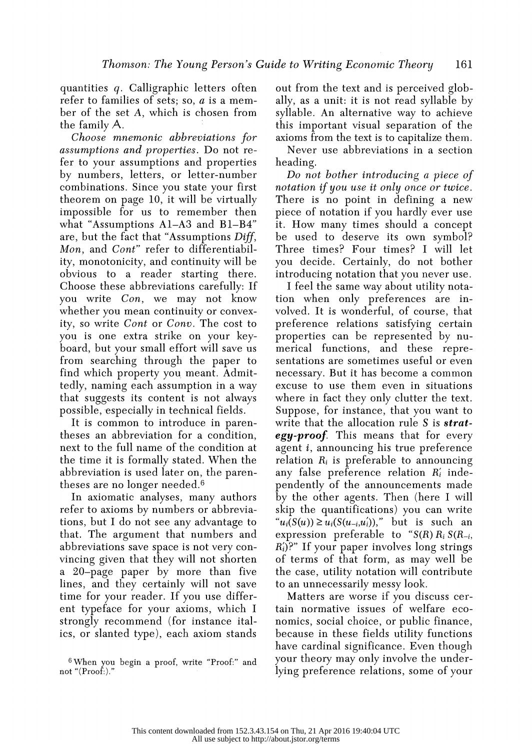quantities $q$. Calligraphic letters often refer to families of sets; so, $a$ is a member of the set $A$, which is chosen from the family $\mathcal{A}$.

*Choose mnemonic abbreviations for assumptions and properties.* Do not refer to your assumptions and properties by numbers, letters, or letter-number combinations. Since you state your first theorem on page 10, it will be virtually impossible for us to remember then what "Assumptions A1–A3 and B1–B4" are, but the fact that "Assumptions *Diff*, *Mon*, and *Cont*" refer to differentiability, monotonicity, and continuity will be obvious to a reader starting there. Choose these abbreviations carefully: If you write *Con*, we may not know whether you mean continuity or convexity, so write *Cont* or *Conv*. The cost to you is one extra strike on your keyboard, but your small effort will save us from searching through the paper to find which property you meant. Admittedly, naming each assumption in a way that suggests its content is not always possible, especially in technical fields.

It is common to introduce in parentheses an abbreviation for a condition, next to the full name of the condition at the time it is formally stated. When the abbreviation is used later on, the parentheses are no longer needed.[6]

In axiomatic analyses, many authors refer to axioms by numbers or abbreviations, but I do not see any advantage to that. The argument that numbers and abbreviations save space is not very convincing given that they will not shorten a 20–page paper by more than five lines, and they certainly will not save time for your reader. If you use different typeface for your axioms, which I strongly recommend (for instance italics, or slanted type), each axiom stands out from the text and is perceived globally, as a unit: it is not read syllable by syllable. An alternative way to achieve this important visual separation of the axioms from the text is to capitalize them.

Never use abbreviations in a section heading.

*Do not bother introducing a piece of notation if you use it only once or twice.* There is no point in defining a new piece of notation if you hardly ever use it. How many times should a concept be used to deserve its own symbol? Three times? Four times? I will let you decide. Certainly, do not bother introducing notation that you never use.

I feel the same way about utility notation when only preferences are involved. It is wonderful, of course, that preference relations satisfying certain properties can be represented by numerical functions, and these representations are sometimes useful or even necessary. But it has become a common excuse to use them even in situations where in fact they only clutter the text. Suppose, for instance, that you want to write that the allocation rule $S$ is ***strategy-proof***. This means that for every agent $i$, announcing his true preference relation $R_i$ is preferable to announcing any false preference relation $R_i'$ independently of the announcements made by the other agents. Then (here I will skip the quantifications) you can write "$u_i(S(u)) \geq u_i(S(u_{-i},u_i'))$," but is such an expression preferable to "$S(R)\, R_i\, S(R_{-i}, R_i')$?" If your paper involves long strings of terms of that form, as may well be the case, utility notation will contribute to an unnecessarily messy look.

Matters are worse if you discuss certain normative issues of welfare economics, social choice, or public finance, because in these fields utility functions have cardinal significance. Even though your theory may only involve the underlying preference relations, some of your

[6] When you begin a proof, write "Proof:" and not "(Proof:)."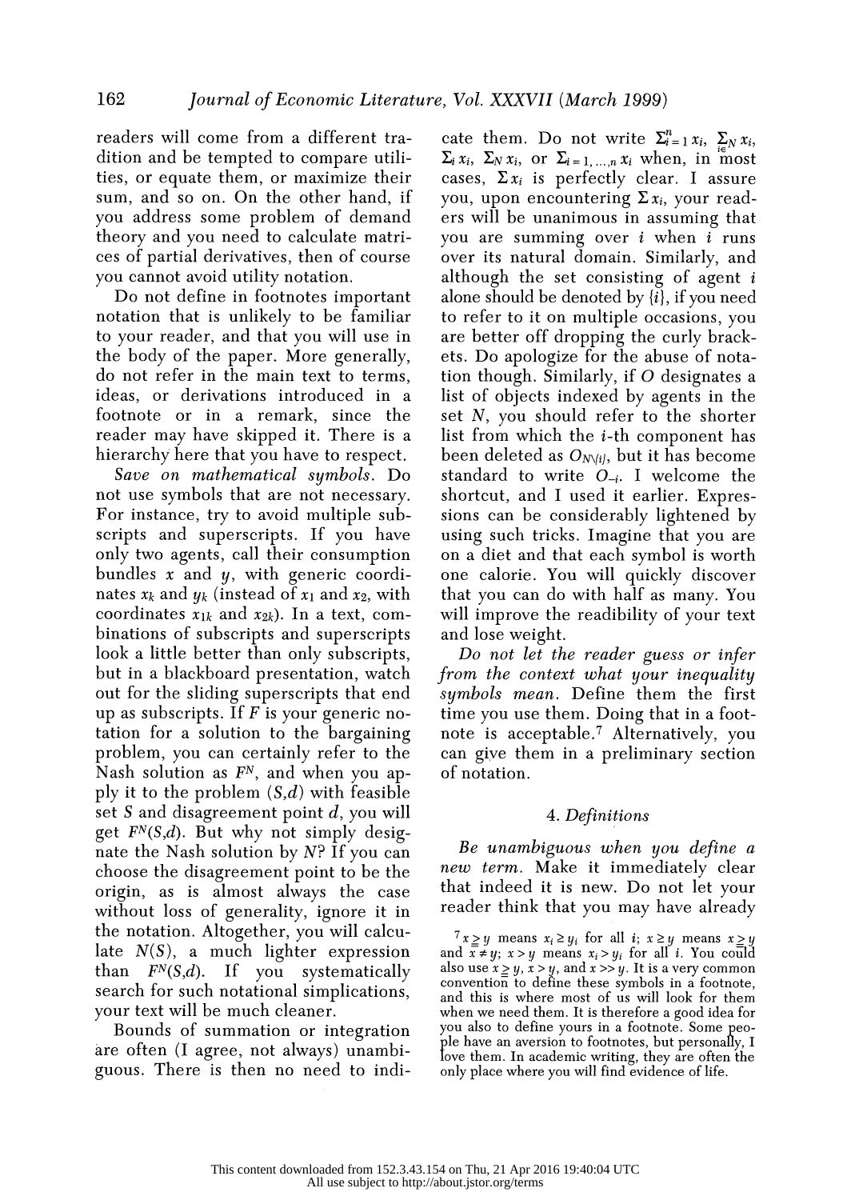readers will come from a different tradition and be tempted to compare utilities, or equate them, or maximize their sum, and so on. On the other hand, if you address some problem of demand theory and you need to calculate matrices of partial derivatives, then of course you cannot avoid utility notation.

Do not define in footnotes important notation that is unlikely to be familiar to your reader, and that you will use in the body of the paper. More generally, do not refer in the main text to terms, ideas, or derivations introduced in a footnote or in a remark, since the reader may have skipped it. There is a hierarchy here that you have to respect.

*Save on mathematical symbols.* Do not use symbols that are not necessary. For instance, try to avoid multiple subscripts and superscripts. If you have only two agents, call their consumption bundles $x$ and $y$, with generic coordinates $x_k$ and $y_k$ (instead of $x_1$ and $x_2$, with coordinates $x_{1k}$ and $x_{2k}$). In a text, combinations of subscripts and superscripts look a little better than only subscripts, but in a blackboard presentation, watch out for the sliding superscripts that end up as subscripts. If $F$ is your generic notation for a solution to the bargaining problem, you can certainly refer to the Nash solution as $F^N$, and when you apply it to the problem $(S,d)$ with feasible set $S$ and disagreement point $d$, you will get $F^N(S,d)$. But why not simply designate the Nash solution by $N$? If you can choose the disagreement point to be the origin, as is almost always the case without loss of generality, ignore it in the notation. Altogether, you will calculate $N(S)$, a much lighter expression than $F^N(S,d)$. If you systematically search for such notational simplications, your text will be much cleaner.

Bounds of summation or integration are often (I agree, not always) unambiguous. There is then no need to indicate them. Do not write $\Sigma_{i=1}^{n} x_i$, $\Sigma_{i \in N} x_i$, $\Sigma_i x_i$, $\Sigma_N x_i$, or $\Sigma_{i=1,\ldots,n} x_i$ when, in most cases, $\Sigma x_i$ is perfectly clear. I assure you, upon encountering $\Sigma x_i$, your readers will be unanimous in assuming that you are summing over $i$ when $i$ runs over its natural domain. Similarly, and although the set consisting of agent $i$ alone should be denoted by $\{i\}$, if you need to refer to it on multiple occasions, you are better off dropping the curly brackets. Do apologize for the abuse of notation though. Similarly, if $O$ designates a list of objects indexed by agents in the set $N$, you should refer to the shorter list from which the $i$-th component has been deleted as $O_{N \setminus \{i\}}$, but it has become standard to write $O_{-i}$. I welcome the shortcut, and I used it earlier. Expressions can be considerably lightened by using such tricks. Imagine that you are on a diet and that each symbol is worth one calorie. You will quickly discover that you can do with half as many. You will improve the readibility of your text and lose weight.

*Do not let the reader guess or infer from the context what your inequality symbols mean.* Define them the first time you use them. Doing that in a footnote is acceptable.[7] Alternatively, you can give them in a preliminary section of notation.

## 4. *Definitions*

*Be unambiguous when you define a new term.* Make it immediately clear that indeed it is new. Do not let your reader think that you may have already

---

[7] $x \geqq y$ means $x_i \geq y_i$ for all $i$; $x \geq y$ means $x \geqq y$ and $x \neq y$; $x > y$ means $x_i > y_i$ for all $i$. You could also use $x \geq y$, $x > y$, and $x >> y$. It is a very common convention to define these symbols in a footnote, and this is where most of us will look for them when we need them. It is therefore a good idea for you also to define yours in a footnote. Some people have an aversion to footnotes, but personally, I love them. In academic writing, they are often the only place where you will find evidence of life.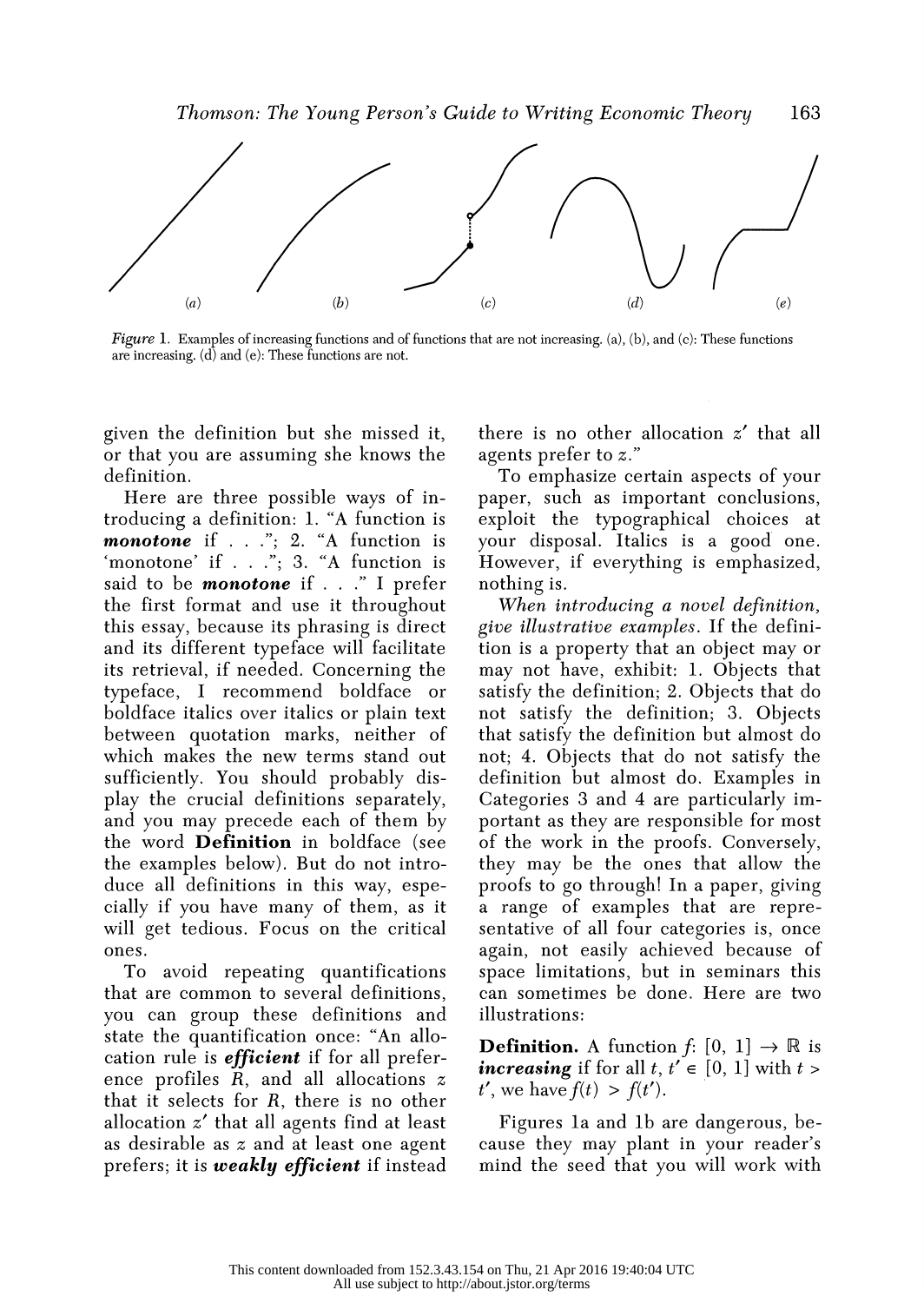*Figure* 1. Examples of increasing functions and of functions that are not increasing. (a), (b), and (c): These functions are increasing. (d) and (e): These functions are not.

given the definition but she missed it, or that you are assuming she knows the definition.

Here are three possible ways of introducing a definition: 1. "A function is ***monotone*** if . . ."; 2. "A function is 'monotone' if . . ."; 3. "A function is said to be ***monotone*** if . . ." I prefer the first format and use it throughout this essay, because its phrasing is direct and its different typeface will facilitate its retrieval, if needed. Concerning the typeface, I recommend boldface or boldface italics over italics or plain text between quotation marks, neither of which makes the new terms stand out sufficiently. You should probably display the crucial definitions separately, and you may precede each of them by the word **Definition** in boldface (see the examples below). But do not introduce all definitions in this way, especially if you have many of them, as it will get tedious. Focus on the critical ones.

To avoid repeating quantifications that are common to several definitions, you can group these definitions and state the quantification once: "An allocation rule is ***efficient*** if for all preference profiles $R$, and all allocations $z$ that it selects for $R$, there is no other allocation $z'$ that all agents find at least as desirable as $z$ and at least one agent prefers; it is ***weakly efficient*** if instead there is no other allocation $z'$ that all agents prefer to $z$."

To emphasize certain aspects of your paper, such as important conclusions, exploit the typographical choices at your disposal. Italics is a good one. However, if everything is emphasized, nothing is.

*When introducing a novel definition, give illustrative examples.* If the definition is a property that an object may or may not have, exhibit: 1. Objects that satisfy the definition; 2. Objects that do not satisfy the definition; 3. Objects that satisfy the definition but almost do not; 4. Objects that do not satisfy the definition but almost do. Examples in Categories 3 and 4 are particularly important as they are responsible for most of the work in the proofs. Conversely, they may be the ones that allow the proofs to go through! In a paper, giving a range of examples that are representative of all four categories is, once again, not easily achieved because of space limitations, but in seminars this can sometimes be done. Here are two illustrations:

**Definition.** A function $f\colon [0, 1] \to \mathbb{R}$ is ***increasing*** if for all $t, t' \in [0, 1]$ with $t > t'$, we have $f(t) > f(t')$.

Figures 1a and 1b are dangerous, because they may plant in your reader's mind the seed that you will work with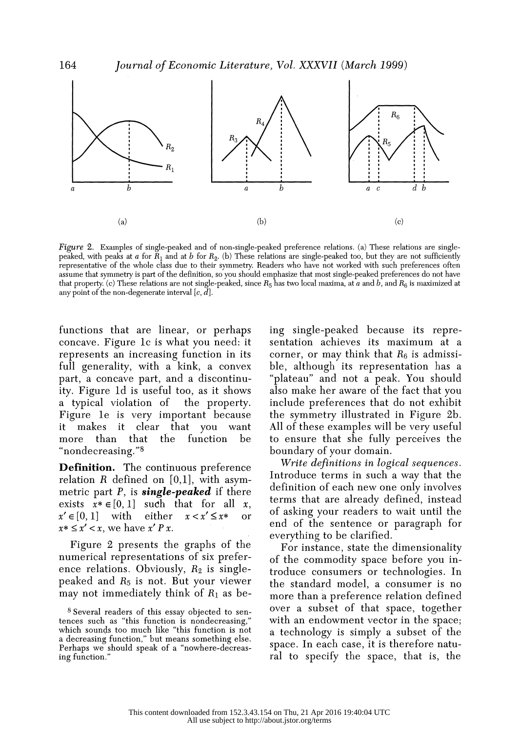Figure 2. Examples of single-peaked and of non-single-peaked preference relations. (a) These relations are single-peaked, with peaks at $a$ for $R_1$ and at $b$ for $R_2$. (b) These relations are single-peaked too, but they are not sufficiently representative of the whole class due to their symmetry. Readers who have not worked with such preferences often assume that symmetry is part of the definition, so you should emphasize that most single-peaked preferences do not have that property. (c) These relations are not single-peaked, since $R_5$ has two local maxima, at $a$ and $b$, and $R_6$ is maximized at any point of the non-degenerate interval $[c, d]$.

functions that are linear, or perhaps concave. Figure 1c is what you need: it represents an increasing function in its full generality, with a kink, a convex part, a concave part, and a discontinuity. Figure 1d is useful too, as it shows a typical violation of the property. Figure 1e is very important because it makes it clear that you want more than that the function be "nondecreasing."[8]

**Definition.** The continuous preference relation $R$ defined on $[0,1]$, with asymmetric part $P$, is ***single-peaked*** if there exists $x^* \in [0,1]$ such that for all $x$, $x' \in [0,1]$ with either $x < x' \leq x^*$ or $x^* \leq x' < x$, we have $x' \, P \, x$.

Figure 2 presents the graphs of the numerical representations of six preference relations. Obviously, $R_2$ is single-peaked and $R_5$ is not. But your viewer may not immediately think of $R_1$ as being single-peaked because its representation achieves its maximum at a corner, or may think that $R_6$ is admissible, although its representation has a "plateau" and not a peak. You should also make her aware of the fact that you include preferences that do not exhibit the symmetry illustrated in Figure 2b. All of these examples will be very useful to ensure that she fully perceives the boundary of your domain.

*Write definitions in logical sequences.* Introduce terms in such a way that the definition of each new one only involves terms that are already defined, instead of asking your readers to wait until the end of the sentence or paragraph for everything to be clarified.

For instance, state the dimensionality of the commodity space before you introduce consumers or technologies. In the standard model, a consumer is no more than a preference relation defined over a subset of that space, together with an endowment vector in the space; a technology is simply a subset of the space. In each case, it is therefore natural to specify the space, that is, the

[8] Several readers of this essay objected to sentences such as "this function is nondecreasing," which sounds too much like "this function is not a decreasing function," but means something else. Perhaps we should speak of a "nowhere-decreasing function."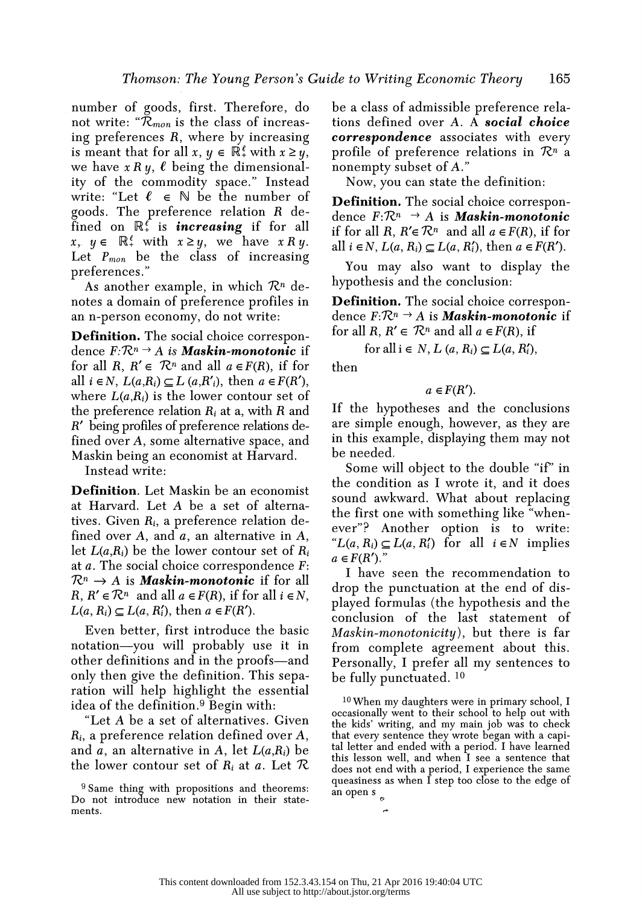number of goods, first. Therefore, do not write: "$\mathcal{R}_{mon}$ is the class of increasing preferences $R$, where by increasing is meant that for all $x, y \in \mathbb{R}^{\ell}_{+}$ with $x \geq y$, we have $x\,R\,y$, $\ell$ being the dimensionality of the commodity space." Instead write: "Let $\ell \in \mathbb{N}$ be the number of goods. The preference relation $R$ defined on $\mathbb{R}^{\ell}_{+}$ is ***increasing*** if for all $x, y \in \mathbb{R}^{\ell}_{+}$ with $x \geq y$, we have $x\,R\,y$. Let $P_{mon}$ be the class of increasing preferences."

As another example, in which $\mathcal{R}^n$ denotes a domain of preference profiles in an n-person economy, do not write:

**Definition.** The social choice correspondence $F{:}\mathcal{R}^n \rightarrow A$ *is* ***Maskin-monotonic*** if for all $R, R' \in \mathcal{R}^n$ and all $a \in F(R)$, if for all $i \in N$, $L(a,R_i) \subseteq L(a,R'_i)$, then $a \in F(R')$, where $L(a,R_i)$ is the lower contour set of the preference relation $R_i$ at a, with $R$ and $R'$ being profiles of preference relations defined over $A$, some alternative space, and Maskin being an economist at Harvard.

Instead write:

**Definition**. Let Maskin be an economist at Harvard. Let $A$ be a set of alternatives. Given $R_i$, a preference relation defined over $A$, and $a$, an alternative in $A$, let $L(a,R_i)$ be the lower contour set of $R_i$ at $a$. The social choice correspondence $F$: $\mathcal{R}^n \rightarrow A$ is ***Maskin-monotonic*** if for all $R, R' \in \mathcal{R}^n$ and all $a \in F(R)$, if for all $i \in N$, $L(a, R_i) \subseteq L(a, R'_i)$, then $a \in F(R')$.

Even better, first introduce the basic notation—you will probably use it in other definitions and in the proofs—and only then give the definition. This separation will help highlight the essential idea of the definition.[9] Begin with:

"Let $A$ be a set of alternatives. Given $R_i$, a preference relation defined over $A$, and $a$, an alternative in $A$, let $L(a,R_i)$ be the lower contour set of $R_i$ at $a$. Let $\mathcal{R}$ be a class of admissible preference relations defined over $A$. A ***social choice correspondence*** associates with every profile of preference relations in $\mathcal{R}^n$ a nonempty subset of $A$."

Now, you can state the definition:

**Definition.** The social choice correspondence $F{:}\mathcal{R}^n \rightarrow A$ is ***Maskin-monotonic*** if for all $R, R' \in \mathcal{R}^n$ and all $a \in F(R)$, if for all $i \in N$, $L(a, R_i) \subseteq L(a, R'_i)$, then $a \in F(R')$.

You may also want to display the hypothesis and the conclusion:

**Definition.** The social choice correspondence $F{:}\mathcal{R}^n \rightarrow A$ is ***Maskin-monotonic*** if for all $R, R' \in \mathcal{R}^n$ and all $a \in F(R)$, if

$$\text{for all } i \in N,\ L(a, R_i) \subseteq L(a, R'_i),$$

then

$$a \in F(R').$$

If the hypotheses and the conclusions are simple enough, however, as they are in this example, displaying them may not be needed.

Some will object to the double "if" in the condition as I wrote it, and it does sound awkward. What about replacing the first one with something like "whenever"? Another option is to write: "$L(a, R_i) \subseteq L(a, R'_i)$ for all $i \in N$ implies $a \in F(R')$."

I have seen the recommendation to drop the punctuation at the end of displayed formulas (the hypothesis and the conclusion of the last statement of *Maskin-monotonicity*), but there is far from complete agreement about this. Personally, I prefer all my sentences to be fully punctuated.[10]

[9] Same thing with propositions and theorems: Do not introduce new notation in their statements.

[10] When my daughters were in primary school, I occasionally went to their school to help out with the kids' writing, and my main job was to check that every sentence they wrote began with a capital letter and ended with a period. I have learned this lesson well, and when I see a sentence that does not end with a period, I experience the same queasiness as when I step too close to the edge of an open s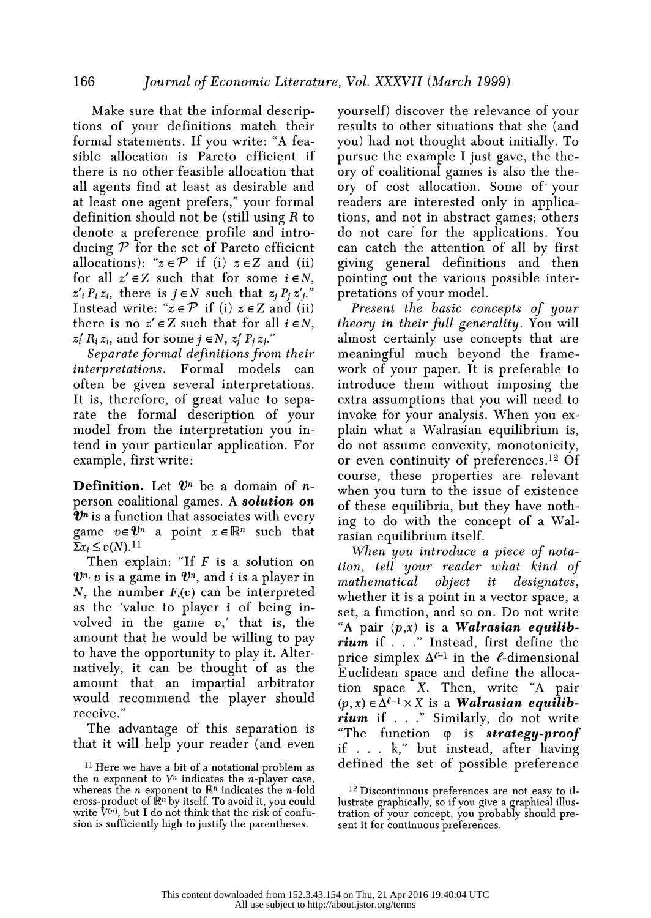Make sure that the informal descriptions of your definitions match their formal statements. If you write: "A feasible allocation is Pareto efficient if there is no other feasible allocation that all agents find at least as desirable and at least one agent prefers," your formal definition should not be (still using $R$ to denote a preference profile and introducing $\mathcal{P}$ for the set of Pareto efficient allocations): "$z \in \mathcal{P}$ if (i) $z \in Z$ and (ii) for all $z' \in Z$ such that for some $i \in N$, $z'_i P_i z_i$, there is $j \in N$ such that $z_j P_j z'_j$." Instead write: "$z \in \mathcal{P}$ if (i) $z \in Z$ and (ii) there is no $z' \in Z$ such that for all $i \in N$, $z'_i R_i z_i$, and for some $j \in N$, $z'_j P_j z_j$."

*Separate formal definitions from their interpretations*. Formal models can often be given several interpretations. It is, therefore, of great value to separate the formal description of your model from the interpretation you intend in your particular application. For example, first write:

**Definition.** Let $\mathcal{V}^n$ be a domain of $n$-person coalitional games. A ***solution on*** $\boldsymbol{\mathcal{V}^n}$ is a function that associates with every game $v \in \mathcal{V}^n$ a point $x \in \mathbb{R}^n$ such that $\Sigma x_i \leq v(N)$.[11]

Then explain: "If $F$ is a solution on $\mathcal{V}^n$, $v$ is a game in $\mathcal{V}^n$, and $i$ is a player in $N$, the number $F_i(v)$ can be interpreted as the 'value to player $i$ of being involved in the game $v$,' that is, the amount that he would be willing to pay to have the opportunity to play it. Alternatively, it can be thought of as the amount that an impartial arbitrator would recommend the player should receive."

The advantage of this separation is that it will help your reader (and even yourself) discover the relevance of your results to other situations that she (and you) had not thought about initially. To pursue the example I just gave, the theory of coalitional games is also the theory of cost allocation. Some of your readers are interested only in applications, and not in abstract games; others do not care for the applications. You can catch the attention of all by first giving general definitions and then pointing out the various possible interpretations of your model.

*Present the basic concepts of your theory in their full generality*. You will almost certainly use concepts that are meaningful much beyond the framework of your paper. It is preferable to introduce them without imposing the extra assumptions that you will need to invoke for your analysis. When you explain what a Walrasian equilibrium is, do not assume convexity, monotonicity, or even continuity of preferences.[12] Of course, these properties are relevant when you turn to the issue of existence of these equilibria, but they have nothing to do with the concept of a Walrasian equilibrium itself.

*When you introduce a piece of notation, tell your reader what kind of mathematical object it designates*, whether it is a point in a vector space, a set, a function, and so on. Do not write "A pair $(p,x)$ is a ***Walrasian equilibrium*** if . . ." Instead, first define the price simplex $\Delta^{\ell-1}$ in the $\ell$-dimensional Euclidean space and define the allocation space $X$. Then, write "A pair $(p, x) \in \Delta^{\ell-1} \times X$ is a ***Walrasian equilibrium*** if . . ." Similarly, do not write "The function $\varphi$ is ***strategy-proof*** if . . . k," but instead, after having defined the set of possible preference

[11] Here we have a bit of a notational problem as the $n$ exponent to $V^n$ indicates the $n$-player case, whereas the $n$ exponent to $\mathbb{R}^n$ indicates the $n$-fold cross-product of $\mathbb{R}^n$ by itself. To avoid it, you could write $V^{(n)}$, but I do not think that the risk of confusion is sufficiently high to justify the parentheses.

[12] Discontinuous preferences are not easy to illustrate graphically, so if you give a graphical illustration of your concept, you probably should present it for continuous preferences.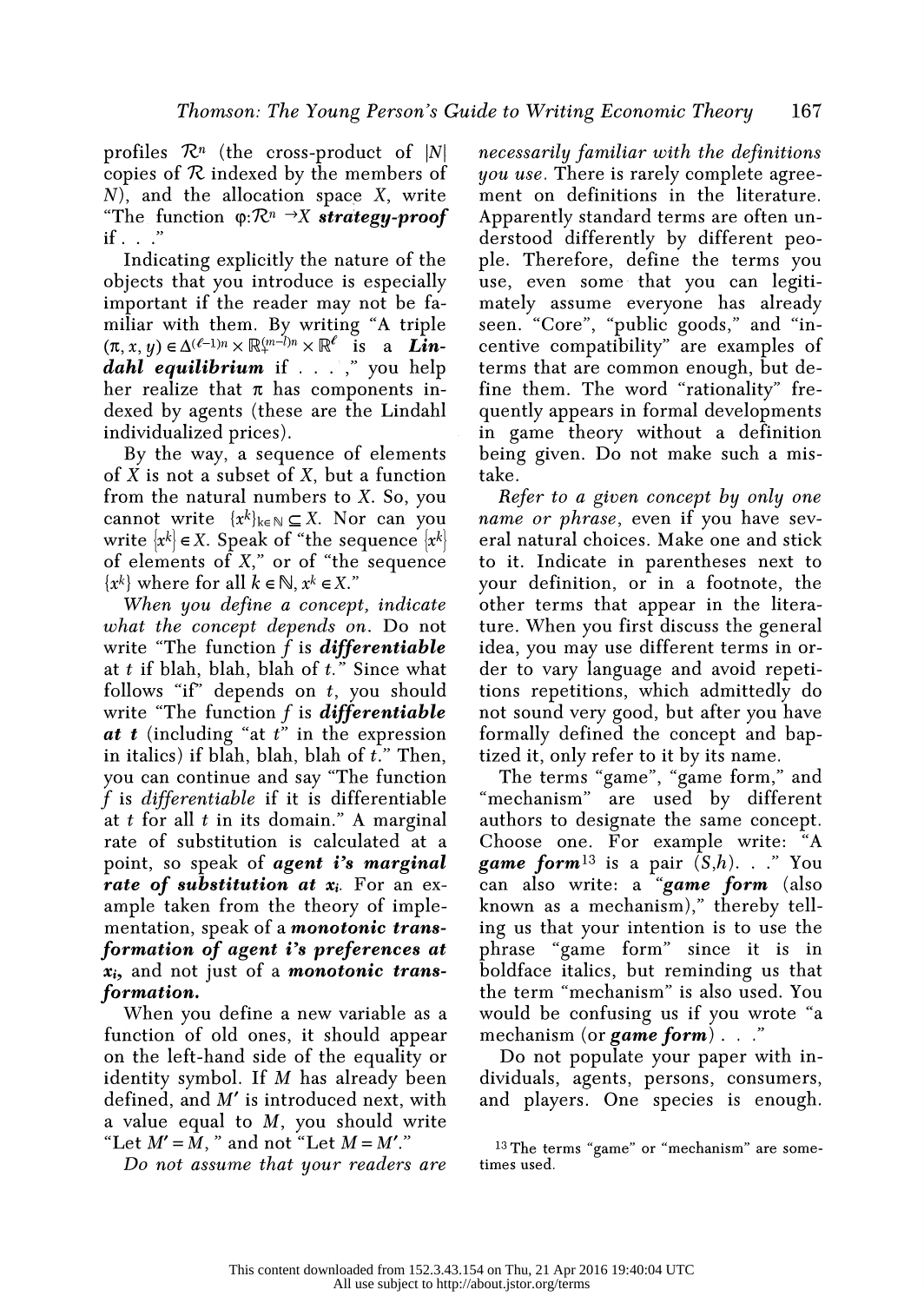profiles $\mathcal{R}^n$ (the cross-product of $|N|$ copies of $\mathcal{R}$ indexed by the members of $N$), and the allocation space $X$, write "The function $\varphi: \mathcal{R}^n \to X$ ***strategy-proof*** if . . ."

Indicating explicitly the nature of the objects that you introduce is especially important if the reader may not be familiar with them. By writing "A triple $(\pi, x, y) \in \Delta^{(\ell-1)n} \times \mathbb{R}_+^{(n-l)n} \times \mathbb{R}^\ell$ is a ***Lindahl equilibrium*** if . . . ," you help her realize that $\pi$ has components indexed by agents (these are the Lindahl individualized prices).

By the way, a sequence of elements of $X$ is not a subset of $X$, but a function from the natural numbers to $X$. So, you cannot write $\{x^k\}_{k\in\mathbb{N}} \subseteq X$. Nor can you write $\{x^k\} \in X$. Speak of "the sequence $\{x^k\}$ of elements of $X$," or of "the sequence $\{x^k\}$ where for all $k \in \mathbb{N}$, $x^k \in X$."

*When you define a concept, indicate what the concept depends on.* Do not write "The function $f$ is ***differentiable*** at $t$ if blah, blah, blah of $t$." Since what follows "if" depends on $t$, you should write "The function $f$ is ***differentiable at t*** (including "at $t$" in the expression in italics) if blah, blah, blah of $t$." Then, you can continue and say "The function $f$ is *differentiable* if it is differentiable at $t$ for all $t$ in its domain." A marginal rate of substitution is calculated at a point, so speak of ***agent i's marginal rate of substitution at $x_i$***. For an example taken from the theory of implementation, speak of a ***monotonic transformation of agent i's preferences at $x_i$***, and not just of a ***monotonic transformation.***

When you define a new variable as a function of old ones, it should appear on the left-hand side of the equality or identity symbol. If $M$ has already been defined, and $M'$ is introduced next, with a value equal to $M$, you should write "Let $M' = M$, " and not "Let $M = M'$."

*Do not assume that your readers are necessarily familiar with the definitions you use.* There is rarely complete agreement on definitions in the literature. Apparently standard terms are often understood differently by different people. Therefore, define the terms you use, even some that you can legitimately assume everyone has already seen. "Core", "public goods," and "incentive compatibility" are examples of terms that are common enough, but define them. The word "rationality" frequently appears in formal developments in game theory without a definition being given. Do not make such a mistake.

*Refer to a given concept by only one name or phrase*, even if you have several natural choices. Make one and stick to it. Indicate in parentheses next to your definition, or in a footnote, the other terms that appear in the literature. When you first discuss the general idea, you may use different terms in order to vary language and avoid repetitions repetitions, which admittedly do not sound very good, but after you have formally defined the concept and baptized it, only refer to it by its name.

The terms "game", "game form," and "mechanism" are used by different authors to designate the same concept. Choose one. For example write: "A ***game form***[13] is a pair $(S,h)$. . ." You can also write: a "***game form*** (also known as a mechanism)," thereby telling us that your intention is to use the phrase "game form" since it is in boldface italics, but reminding us that the term "mechanism" is also used. You would be confusing us if you wrote "a mechanism (or ***game form***) . . ."

Do not populate your paper with individuals, agents, persons, consumers, and players. One species is enough.

[13] The terms "game" or "mechanism" are sometimes used.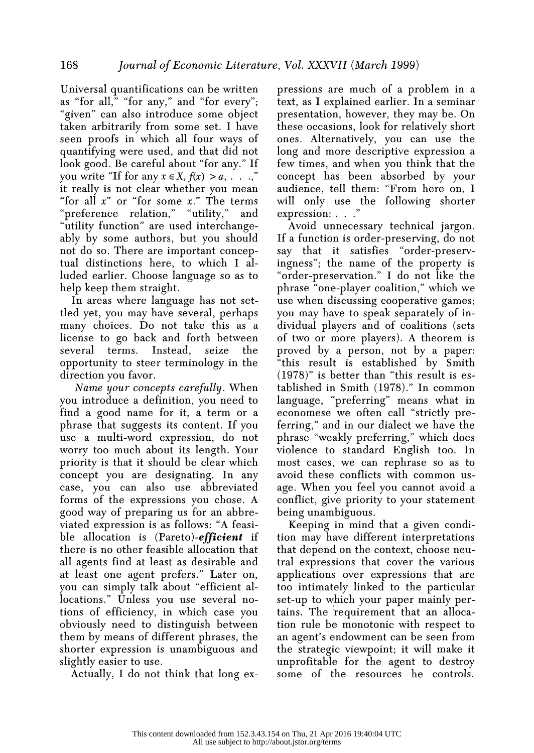Universal quantifications can be written as "for all," "for any," and "for every"; "given" can also introduce some object taken arbitrarily from some set. I have seen proofs in which all four ways of quantifying were used, and that did not look good. Be careful about "for any." If you write "If for any $x \in X, f(x) > a, \ldots$," it really is not clear whether you mean "for all $x$" or "for some $x$." The terms "preference relation," "utility," and "utility function" are used interchangeably by some authors, but you should not do so. There are important conceptual distinctions here, to which I alluded earlier. Choose language so as to help keep them straight.

In areas where language has not settled yet, you may have several, perhaps many choices. Do not take this as a license to go back and forth between several terms. Instead, seize the opportunity to steer terminology in the direction you favor.

*Name your concepts carefully*. When you introduce a definition, you need to find a good name for it, a term or a phrase that suggests its content. If you use a multi-word expression, do not worry too much about its length. Your priority is that it should be clear which concept you are designating. In any case, you can also use abbreviated forms of the expressions you chose. A good way of preparing us for an abbreviated expression is as follows: "A feasible allocation is (Pareto)-***efficient*** if there is no other feasible allocation that all agents find at least as desirable and at least one agent prefers." Later on, you can simply talk about "efficient allocations." Unless you use several notions of efficiency, in which case you obviously need to distinguish between them by means of different phrases, the shorter expression is unambiguous and slightly easier to use.

Actually, I do not think that long expressions are much of a problem in a text, as I explained earlier. In a seminar presentation, however, they may be. On these occasions, look for relatively short ones. Alternatively, you can use the long and more descriptive expression a few times, and when you think that the concept has been absorbed by your audience, tell them: "From here on, I will only use the following shorter expression: . . ."

Avoid unnecessary technical jargon. If a function is order-preserving, do not say that it satisfies "order-preservingness"; the name of the property is "order-preservation." I do not like the phrase "one-player coalition," which we use when discussing cooperative games; you may have to speak separately of individual players and of coalitions (sets of two or more players). A theorem is proved by a person, not by a paper: "this result is established by Smith (1978)" is better than "this result is established in Smith (1978)." In common language, "preferring" means what in economese we often call "strictly preferring," and in our dialect we have the phrase "weakly preferring," which does violence to standard English too. In most cases, we can rephrase so as to avoid these conflicts with common usage. When you feel you cannot avoid a conflict, give priority to your statement being unambiguous.

Keeping in mind that a given condition may have different interpretations that depend on the context, choose neutral expressions that cover the various applications over expressions that are too intimately linked to the particular set-up to which your paper mainly pertains. The requirement that an allocation rule be monotonic with respect to an agent's endowment can be seen from the strategic viewpoint; it will make it unprofitable for the agent to destroy some of the resources he controls.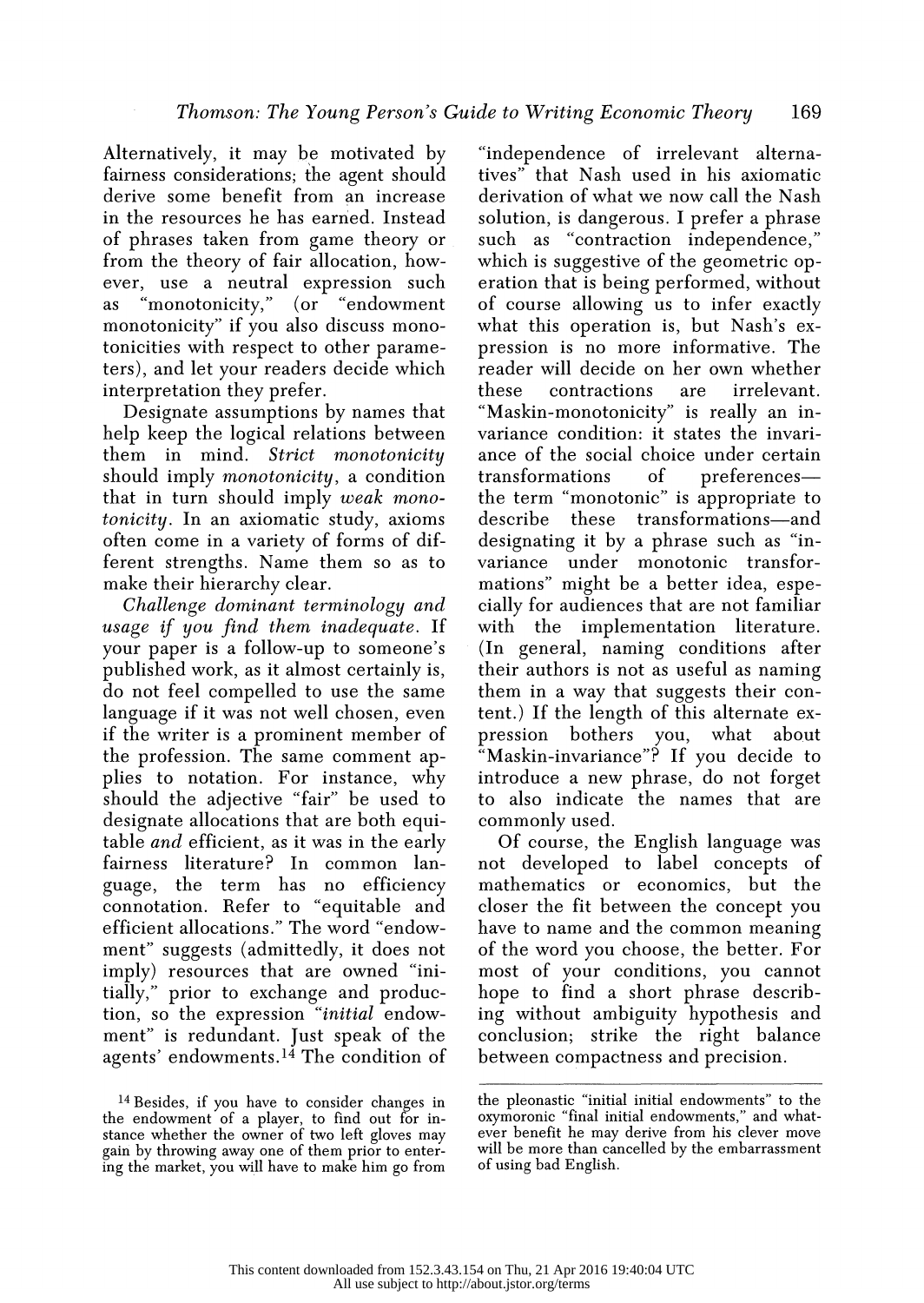Alternatively, it may be motivated by fairness considerations; the agent should derive some benefit from an increase in the resources he has earned. Instead of phrases taken from game theory or from the theory of fair allocation, however, use a neutral expression such as "monotonicity," (or "endowment monotonicity" if you also discuss monotonicities with respect to other parameters), and let your readers decide which interpretation they prefer.

Designate assumptions by names that help keep the logical relations between them in mind. *Strict monotonicity* should imply *monotonicity*, a condition that in turn should imply *weak monotonicity*. In an axiomatic study, axioms often come in a variety of forms of different strengths. Name them so as to make their hierarchy clear.

*Challenge dominant terminology and usage if you find them inadequate.* If your paper is a follow-up to someone's published work, as it almost certainly is, do not feel compelled to use the same language if it was not well chosen, even if the writer is a prominent member of the profession. The same comment applies to notation. For instance, why should the adjective "fair" be used to designate allocations that are both equitable *and* efficient, as it was in the early fairness literature? In common language, the term has no efficiency connotation. Refer to "equitable and efficient allocations." The word "endowment" suggests (admittedly, it does not imply) resources that are owned "initially," prior to exchange and production, so the expression "*initial* endowment" is redundant. Just speak of the agents' endowments.[14] The condition of "independence of irrelevant alternatives" that Nash used in his axiomatic derivation of what we now call the Nash solution, is dangerous. I prefer a phrase such as "contraction independence," which is suggestive of the geometric operation that is being performed, without of course allowing us to infer exactly what this operation is, but Nash's expression is no more informative. The reader will decide on her own whether these contractions are irrelevant. "Maskin-monotonicity" is really an invariance condition: it states the invariance of the social choice under certain transformations of preferences—the term "monotonic" is appropriate to describe these transformations—and designating it by a phrase such as "invariance under monotonic transformations" might be a better idea, especially for audiences that are not familiar with the implementation literature. (In general, naming conditions after their authors is not as useful as naming them in a way that suggests their content.) If the length of this alternate expression bothers you, what about "Maskin-invariance"? If you decide to introduce a new phrase, do not forget to also indicate the names that are commonly used.

Of course, the English language was not developed to label concepts of mathematics or economics, but the closer the fit between the concept you have to name and the common meaning of the word you choose, the better. For most of your conditions, you cannot hope to find a short phrase describing without ambiguity hypothesis and conclusion; strike the right balance between compactness and precision.

---

[14] Besides, if you have to consider changes in the endowment of a player, to find out for instance whether the owner of two left gloves may gain by throwing away one of them prior to entering the market, you will have to make him go from the pleonastic "initial initial endowments" to the oxymoronic "final initial endowments," and whatever benefit he may derive from his clever move will be more than cancelled by the embarrassment of using bad English.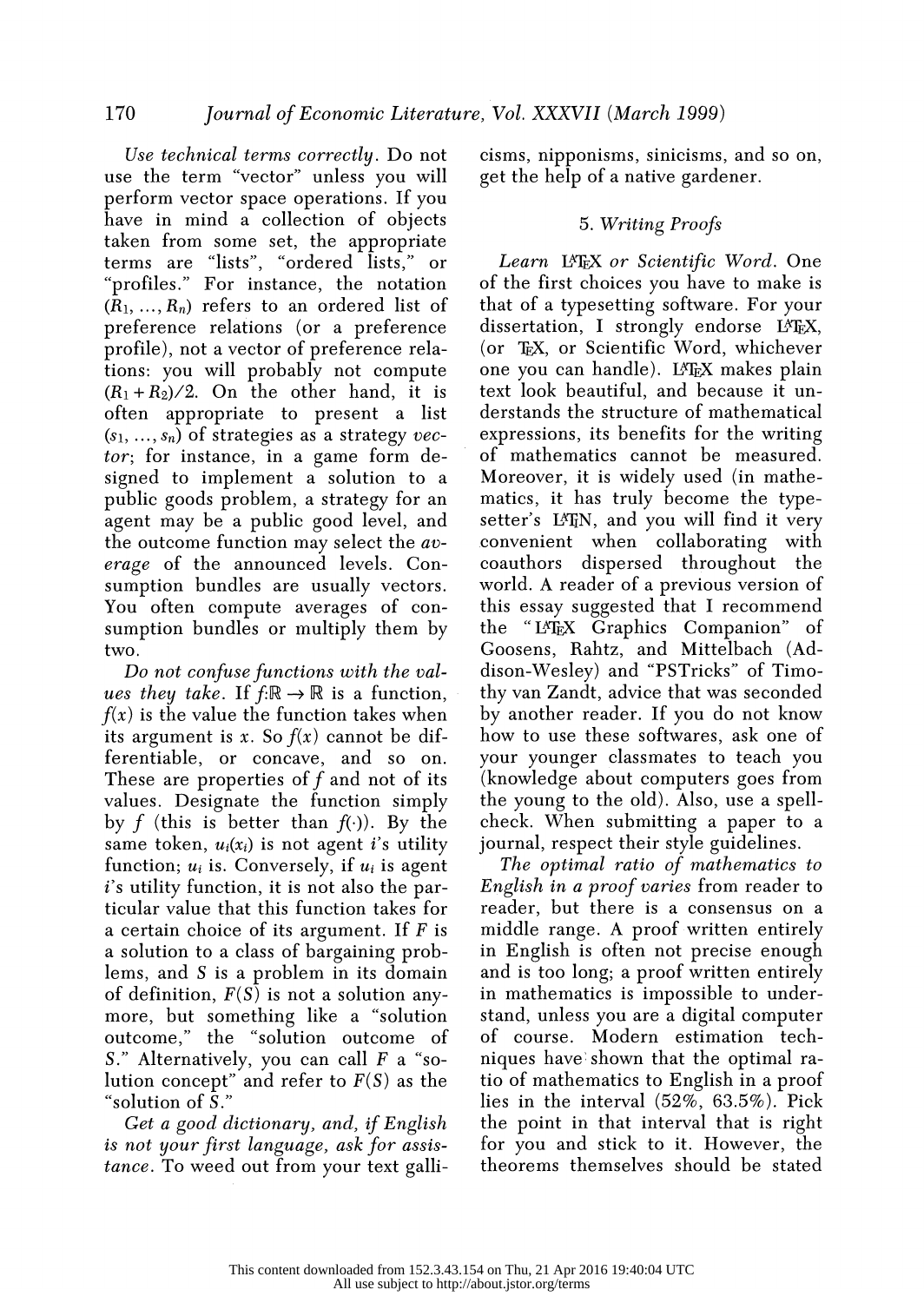*Use technical terms correctly*. Do not use the term "vector" unless you will perform vector space operations. If you have in mind a collection of objects taken from some set, the appropriate terms are "lists", "ordered lists," or "profiles." For instance, the notation $(R_1, \ldots, R_n)$ refers to an ordered list of preference relations (or a preference profile), not a vector of preference relations: you will probably not compute $(R_1 + R_2)/2$. On the other hand, it is often appropriate to present a list $(s_1, \ldots, s_n)$ of strategies as a strategy *vector*; for instance, in a game form designed to implement a solution to a public goods problem, a strategy for an agent may be a public good level, and the outcome function may select the *average* of the announced levels. Consumption bundles are usually vectors. You often compute averages of consumption bundles or multiply them by two.

*Do not confuse functions with the values they take*. If $f{:}\mathbb{R} \rightarrow \mathbb{R}$ is a function, $f(x)$ is the value the function takes when its argument is $x$. So $f(x)$ cannot be differentiable, or concave, and so on. These are properties of $f$ and not of its values. Designate the function simply by $f$ (this is better than $f(\cdot)$). By the same token, $u_i(x_i)$ is not agent $i$'s utility function; $u_i$ is. Conversely, if $u_i$ is agent $i$'s utility function, it is not also the particular value that this function takes for a certain choice of its argument. If $F$ is a solution to a class of bargaining problems, and $S$ is a problem in its domain of definition, $F(S)$ is not a solution anymore, but something like a "solution outcome," the "solution outcome of $S$." Alternatively, you can call $F$ a "solution concept" and refer to $F(S)$ as the "solution of $S$."

*Get a good dictionary, and, if English is not your first language, ask for assistance*. To weed out from your text gallicisms, nipponisms, sinicisms, and so on, get the help of a native gardener.

## 5. Writing Proofs

*Learn LaTeX or Scientific Word*. One of the first choices you have to make is that of a typesetting software. For your dissertation, I strongly endorse LaTeX, (or TeX, or Scientific Word, whichever one you can handle). LaTeX makes plain text look beautiful, and because it understands the structure of mathematical expressions, its benefits for the writing of mathematics cannot be measured. Moreover, it is widely used (in mathematics, it has truly become the typesetter's LATIN, and you will find it very convenient when collaborating with coauthors dispersed throughout the world. A reader of a previous version of this essay suggested that I recommend the "LaTeX Graphics Companion" of Goosens, Rahtz, and Mittelbach (Addison-Wesley) and "PSTricks" of Timothy van Zandt, advice that was seconded by another reader. If you do not know how to use these softwares, ask one of your younger classmates to teach you (knowledge about computers goes from the young to the old). Also, use a spellcheck. When submitting a paper to a journal, respect their style guidelines.

*The optimal ratio of mathematics to English in a proof varies* from reader to reader, but there is a consensus on a middle range. A proof written entirely in English is often not precise enough and is too long; a proof written entirely in mathematics is impossible to understand, unless you are a digital computer of course. Modern estimation techniques have shown that the optimal ratio of mathematics to English in a proof lies in the interval (52%, 63.5%). Pick the point in that interval that is right for you and stick to it. However, the theorems themselves should be stated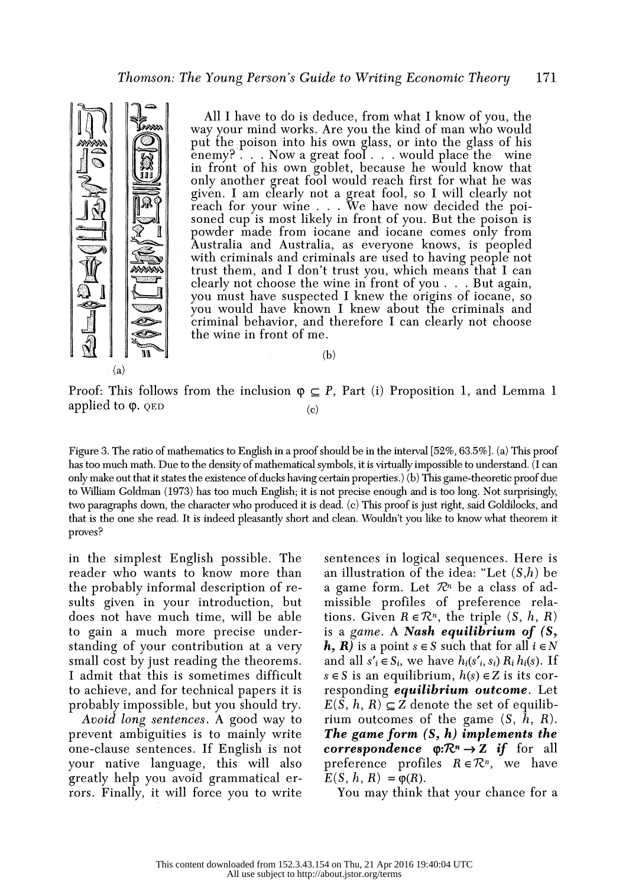(a)

All I have to do is deduce, from what I know of you, the way your mind works. Are you the kind of man who would put the poison into his own glass, or into the glass of his enemy? . . . Now a great fool . . . would place the wine in front of his own goblet, because he would know that only another great fool would reach first for what he was given. I am clearly not a great fool, so I will clearly not reach for your wine . . . We have now decided the poisoned cup is most likely in front of you. But the poison is powder made from iocane and iocane comes only from Australia and Australia, as everyone knows, is peopled with criminals and criminals are used to having people not trust them, and I don't trust you, which means that I can clearly not choose the wine in front of you . . . But again, you must have suspected I knew the origins of iocane, so you would have known I knew about the criminals and criminal behavior, and therefore I can clearly not choose the wine in front of me.

(b)

Proof: This follows from the inclusion $\varphi \subseteq P$, Part (i) Proposition 1, and Lemma 1 applied to $\varphi$. QED

(c)

Figure 3. The ratio of mathematics to English in a proof should be in the interval [52%, 63.5%]. (a) This proof has too much math. Due to the density of mathematical symbols, it is virtually impossible to understand. (I can only make out that it states the existence of ducks having certain properties.) (b) This game-theoretic proof due to William Goldman (1973) has too much English; it is not precise enough and is too long. Not surprisingly, two paragraphs down, the character who produced it is dead. (c) This proof is just right, said Goldilocks, and that is the one she read. It is indeed pleasantly short and clean. Wouldn't you like to know what theorem it proves?

in the simplest English possible. The reader who wants to know more than the probably informal description of results given in your introduction, but does not have much time, will be able to gain a much more precise understanding of your contribution at a very small cost by just reading the theorems. I admit that this is sometimes difficult to achieve, and for technical papers it is probably impossible, but you should try.

*Avoid long sentences*. A good way to prevent ambiguities is to mainly write one-clause sentences. If English is not your native language, this will also greatly help you avoid grammatical errors. Finally, it will force you to write sentences in logical sequences. Here is an illustration of the idea: "Let $(S,h)$ be a game form. Let $\mathcal{R}^n$ be a class of admissible profiles of preference relations. Given $R \in \mathcal{R}^n$, the triple $(S, h, R)$ is a *game*. A ***Nash equilibrium of*** $(S, h, R)$ is a point $s \in S$ such that for all $i \in N$ and all $s'_i \in S_i$, we have $h_i(s'_i, s_i)\, R_i\, h_i(s)$. If $s \in S$ is an equilibrium, $h(s) \in Z$ is its corresponding ***equilibrium outcome***. Let $E(S, h, R) \subseteq Z$ denote the set of equilibrium outcomes of the game $(S, h, R)$. ***The game form*** $(S, h)$ ***implements the correspondence*** $\varphi{:}\mathcal{R}^n \to Z$ ***if*** for all preference profiles $R \in \mathcal{R}^n$, we have $E(S, h, R) = \varphi(R)$.

You may think that your chance for a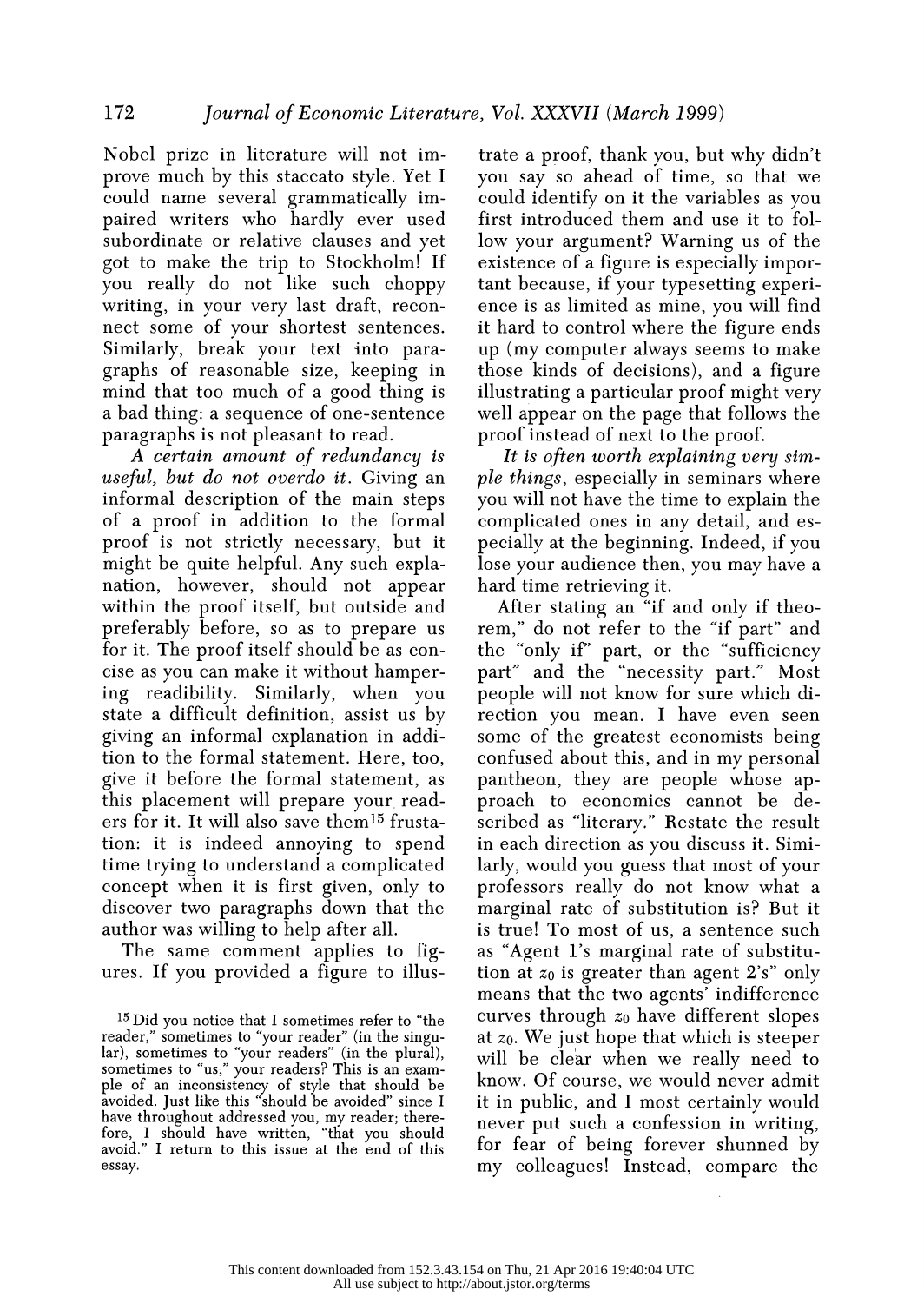Nobel prize in literature will not improve much by this staccato style. Yet I could name several grammatically impaired writers who hardly ever used subordinate or relative clauses and yet got to make the trip to Stockholm! If you really do not like such choppy writing, in your very last draft, reconnect some of your shortest sentences. Similarly, break your text into paragraphs of reasonable size, keeping in mind that too much of a good thing is a bad thing: a sequence of one-sentence paragraphs is not pleasant to read.

*A certain amount of redundancy is useful, but do not overdo it.* Giving an informal description of the main steps of a proof in addition to the formal proof is not strictly necessary, but it might be quite helpful. Any such explanation, however, should not appear within the proof itself, but outside and preferably before, so as to prepare us for it. The proof itself should be as concise as you can make it without hampering readibility. Similarly, when you state a difficult definition, assist us by giving an informal explanation in addition to the formal statement. Here, too, give it before the formal statement, as this placement will prepare your readers for it. It will also save them[15] frustration: it is indeed annoying to spend time trying to understand a complicated concept when it is first given, only to discover two paragraphs down that the author was willing to help after all.

The same comment applies to figures. If you provided a figure to illustrate a proof, thank you, but why didn't you say so ahead of time, so that we could identify on it the variables as you first introduced them and use it to follow your argument? Warning us of the existence of a figure is especially important because, if your typesetting experience is as limited as mine, you will find it hard to control where the figure ends up (my computer always seems to make those kinds of decisions), and a figure illustrating a particular proof might very well appear on the page that follows the proof instead of next to the proof.

*It is often worth explaining very simple things*, especially in seminars where you will not have the time to explain the complicated ones in any detail, and especially at the beginning. Indeed, if you lose your audience then, you may have a hard time retrieving it.

After stating an "if and only if theorem," do not refer to the "if part" and the "only if" part, or the "sufficiency part" and the "necessity part." Most people will not know for sure which direction you mean. I have even seen some of the greatest economists being confused about this, and in my personal pantheon, they are people whose approach to economics cannot be described as "literary." Restate the result in each direction as you discuss it. Similarly, would you guess that most of your professors really do not know what a marginal rate of substitution is? But it is true! To most of us, a sentence such as "Agent 1's marginal rate of substitution at $z_0$ is greater than agent 2's" only means that the two agents' indifference curves through $z_0$ have different slopes at $z_0$. We just hope that which is steeper will be clear when we really need to know. Of course, we would never admit it in public, and I most certainly would never put such a confession in writing, for fear of being forever shunned by my colleagues! Instead, compare the

[15] Did you notice that I sometimes refer to "the reader," sometimes to "your reader" (in the singular), sometimes to "your readers" (in the plural), sometimes to "us," your readers? This is an example of an inconsistency of style that should be avoided. Just like this "should be avoided" since I have throughout addressed you, my reader; therefore, I should have written, "that you should avoid." I return to this issue at the end of this essay.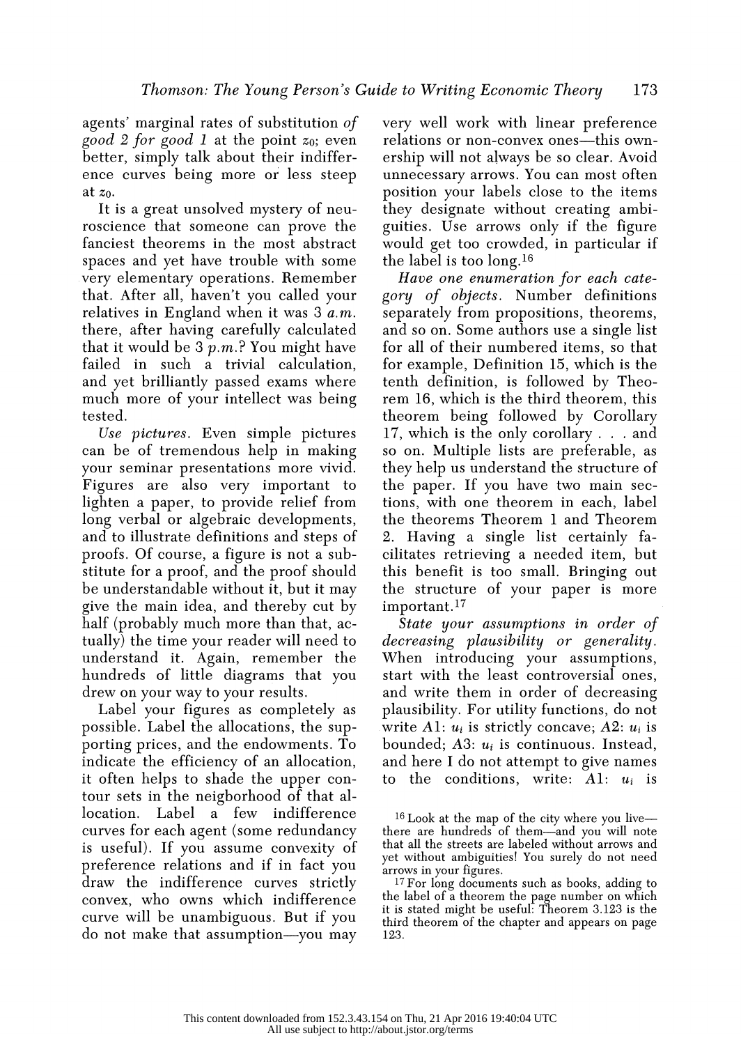agents' marginal rates of substitution *of good 2 for good 1* at the point $z_0$; even better, simply talk about their indifference curves being more or less steep at $z_0$.

It is a great unsolved mystery of neuroscience that someone can prove the fanciest theorems in the most abstract spaces and yet have trouble with some very elementary operations. Remember that. After all, haven't you called your relatives in England when it was 3 *a.m.* there, after having carefully calculated that it would be 3 *p.m.*? You might have failed in such a trivial calculation, and yet brilliantly passed exams where much more of your intellect was being tested.

*Use pictures.* Even simple pictures can be of tremendous help in making your seminar presentations more vivid. Figures are also very important to lighten a paper, to provide relief from long verbal or algebraic developments, and to illustrate definitions and steps of proofs. Of course, a figure is not a substitute for a proof, and the proof should be understandable without it, but it may give the main idea, and thereby cut by half (probably much more than that, actually) the time your reader will need to understand it. Again, remember the hundreds of little diagrams that you drew on your way to your results.

Label your figures as completely as possible. Label the allocations, the supporting prices, and the endowments. To indicate the efficiency of an allocation, it often helps to shade the upper contour sets in the neigborhood of that allocation. Label a few indifference curves for each agent (some redundancy is useful). If you assume convexity of preference relations and if in fact you draw the indifference curves strictly convex, who owns which indifference curve will be unambiguous. But if you do not make that assumption—you may very well work with linear preference relations or non-convex ones—this ownership will not always be so clear. Avoid unnecessary arrows. You can most often position your labels close to the items they designate without creating ambiguities. Use arrows only if the figure would get too crowded, in particular if the label is too long.[16]

*Have one enumeration for each category of objects.* Number definitions separately from propositions, theorems, and so on. Some authors use a single list for all of their numbered items, so that for example, Definition 15, which is the tenth definition, is followed by Theorem 16, which is the third theorem, this theorem being followed by Corollary 17, which is the only corollary . . . and so on. Multiple lists are preferable, as they help us understand the structure of the paper. If you have two main sections, with one theorem in each, label the theorems Theorem 1 and Theorem 2. Having a single list certainly facilitates retrieving a needed item, but this benefit is too small. Bringing out the structure of your paper is more important.[17]

*State your assumptions in order of decreasing plausibility or generality.* When introducing your assumptions, start with the least controversial ones, and write them in order of decreasing plausibility. For utility functions, do not write *A*1: $u_i$ is strictly concave; *A*2: $u_i$ is bounded; *A*3: $u_i$ is continuous. Instead, and here I do not attempt to give names to the conditions, write: *A*1: $u_i$ is

[16] Look at the map of the city where you live—there are hundreds of them—and you will note that all the streets are labeled without arrows and yet without ambiguities! You surely do not need arrows in your figures.

[17] For long documents such as books, adding to the label of a theorem the page number on which it is stated might be useful: Theorem 3.123 is the third theorem of the chapter and appears on page 123.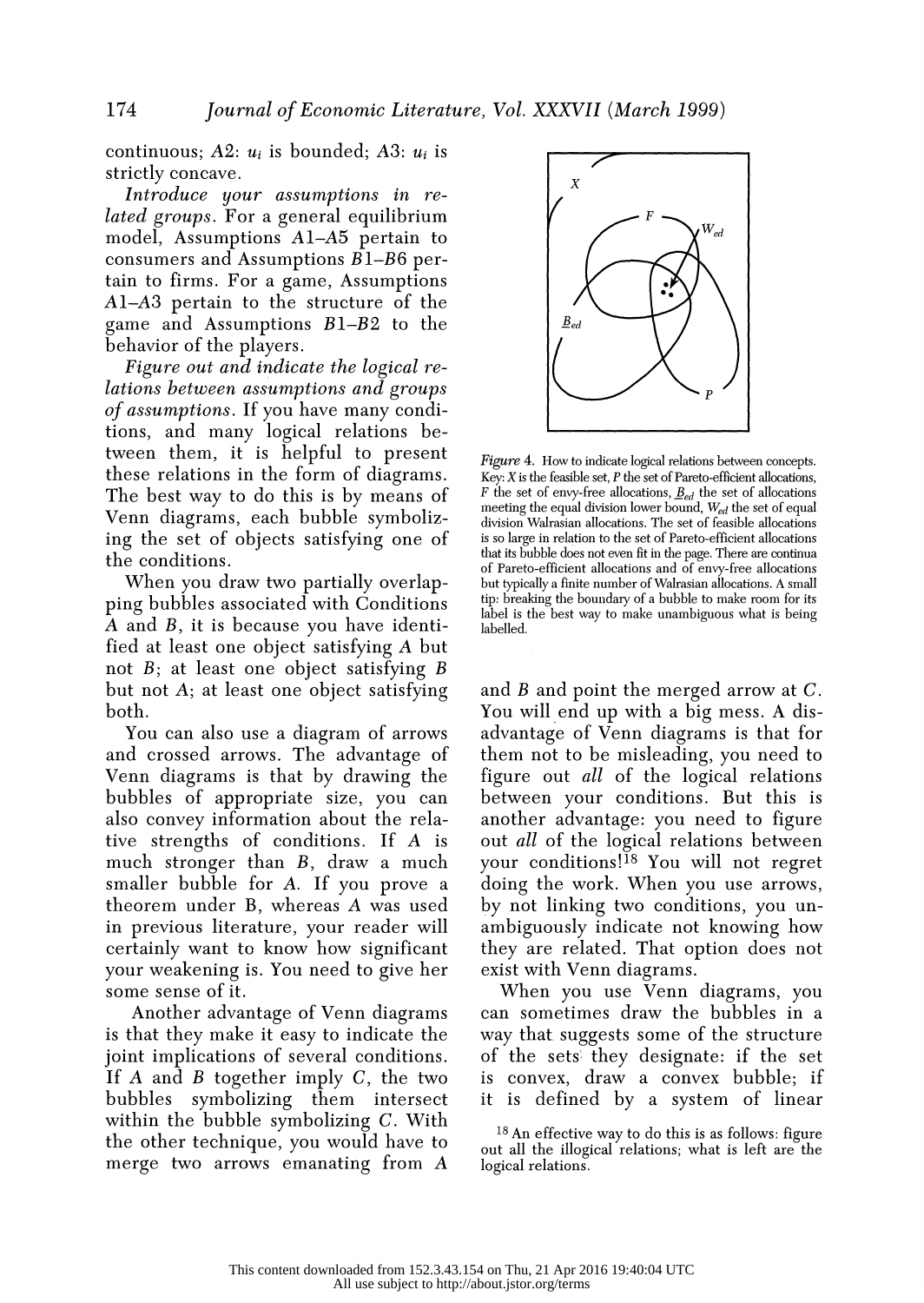continuous; $A2$: $u_i$ is bounded; $A3$: $u_i$ is strictly concave.

*Introduce your assumptions in related groups*. For a general equilibrium model, Assumptions $A1$–$A5$ pertain to consumers and Assumptions $B1$–$B6$ pertain to firms. For a game, Assumptions $A1$–$A3$ pertain to the structure of the game and Assumptions $B1$–$B2$ to the behavior of the players.

*Figure out and indicate the logical relations between assumptions and groups of assumptions*. If you have many conditions, and many logical relations between them, it is helpful to present these relations in the form of diagrams. The best way to do this is by means of Venn diagrams, each bubble symbolizing the set of objects satisfying one of the conditions.

When you draw two partially overlapping bubbles associated with Conditions $A$ and $B$, it is because you have identified at least one object satisfying $A$ but not $B$; at least one object satisfying $B$ but not $A$; at least one object satisfying both.

You can also use a diagram of arrows and crossed arrows. The advantage of Venn diagrams is that by drawing the bubbles of appropriate size, you can also convey information about the relative strengths of conditions. If $A$ is much stronger than $B$, draw a much smaller bubble for $A$. If you prove a theorem under B, whereas A was used in previous literature, your reader will certainly want to know how significant your weakening is. You need to give her some sense of it.

Another advantage of Venn diagrams is that they make it easy to indicate the joint implications of several conditions. If $A$ and $B$ together imply $C$, the two bubbles symbolizing them intersect within the bubble symbolizing $C$. With the other technique, you would have to merge two arrows emanating from $A$ and $B$ and point the merged arrow at $C$. You will end up with a big mess. A disadvantage of Venn diagrams is that for them not to be misleading, you need to figure out *all* of the logical relations between your conditions. But this is another advantage: you need to figure out *all* of the logical relations between your conditions![18] You will not regret doing the work. When you use arrows, by not linking two conditions, you unambiguously indicate not knowing how they are related. That option does not exist with Venn diagrams.

X

F

$W_{ed}$

$\underline{B}_{ed}$

P

*Figure 4.* How to indicate logical relations between concepts. Key: $X$ is the feasible set, $P$ the set of Pareto-efficient allocations, $F$ the set of envy-free allocations, $\underline{B}_{ed}$ the set of allocations meeting the equal division lower bound, $W_{ed}$ the set of equal division Walrasian allocations. The set of feasible allocations is so large in relation to the set of Pareto-efficient allocations that its bubble does not even fit in the page. There are continua of Pareto-efficient allocations and of envy-free allocations but typically a finite number of Walrasian allocations. A small tip: breaking the boundary of a bubble to make room for its label is the best way to make unambiguous what is being labelled.

When you use Venn diagrams, you can sometimes draw the bubbles in a way that suggests some of the structure of the sets they designate: if the set is convex, draw a convex bubble; if it is defined by a system of linear

[18] An effective way to do this is as follows: figure out all the illogical relations; what is left are the logical relations.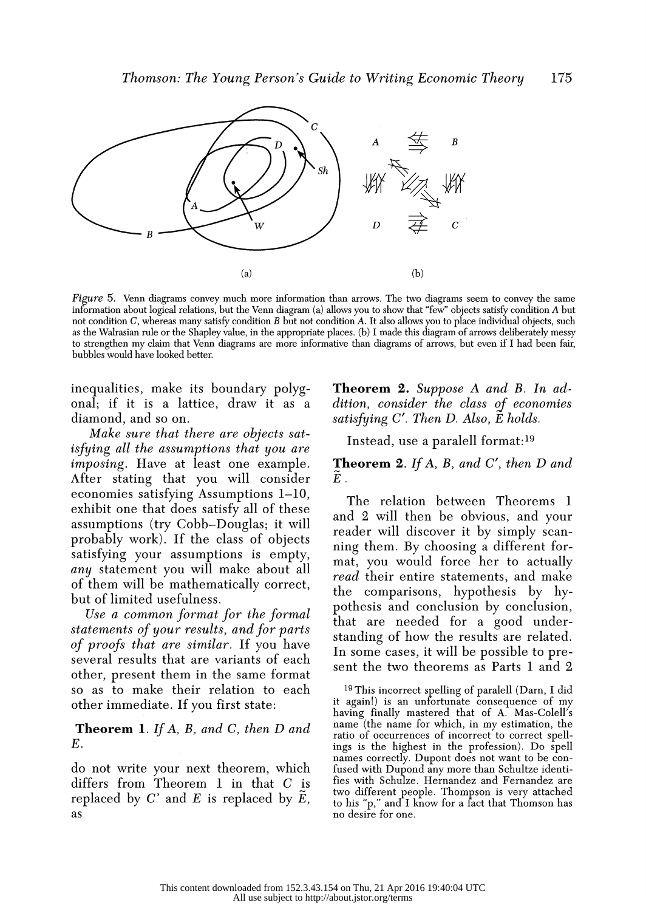*Figure* 5. Venn diagrams convey much more information than arrows. The two diagrams seem to convey the same information about logical relations, but the Venn diagram (a) allows you to show that "few" objects satisfy condition *A* but not condition *C*, whereas many satisfy condition *B* but not condition *A*. It also allows you to place individual objects, such as the Walrasian rule or the Shapley value, in the appropriate places. (b) I made this diagram of arrows deliberately messy to strengthen my claim that Venn diagrams are more informative than diagrams of arrows, but even if I had been fair, bubbles would have looked better.

inequalities, make its boundary polygonal; if it is a lattice, draw it as a diamond, and so on.

*Make sure that there are objects satisfying all the assumptions that you are imposing*. Have at least one example. After stating that you will consider economies satisfying Assumptions 1–10, exhibit one that does satisfy all of these assumptions (try Cobb–Douglas; it will probably work). If the class of objects satisfying your assumptions is empty, *any* statement you will make about all of them will be mathematically correct, but of limited usefulness.

*Use a common format for the formal statements of your results, and for parts of proofs that are similar*. If you have several results that are variants of each other, present them in the same format so as to make their relation to each other immediate. If you first state:

**Theorem 1**. *If A, B, and C, then D and E.*

do not write your next theorem, which differs from Theorem 1 in that $C$ is replaced by $C'$ and $E$ is replaced by $\tilde{E}$, as

**Theorem 2.** *Suppose A and B. In addition, consider the class of economies satisfying C′. Then D. Also,* $\tilde{E}$ *holds.*

Instead, use a paralell format:[19]

**Theorem 2**. *If A, B, and C′, then D and* $\tilde{E}$.

The relation between Theorems 1 and 2 will then be obvious, and your reader will discover it by simply scanning them. By choosing a different format, you would force her to actually *read* their entire statements, and make the comparisons, hypothesis by hypothesis and conclusion by conclusion, that are needed for a good understanding of how the results are related. In some cases, it will be possible to present the two theorems as Parts 1 and 2

[19] This incorrect spelling of paralell (Darn, I did it again!) is an unfortunate consequence of my having finally mastered that of A. Mas-Colell's name (the name for which, in my estimation, the ratio of occurrences of incorrect to correct spellings is the highest in the profession). Do spell names correctly. Dupont does not want to be confused with Dupond any more than Schultze identifies with Schulze. Hernandez and Fernandez are two different people. Thompson is very attached to his "p," and I know for a fact that Thomson has no desire for one.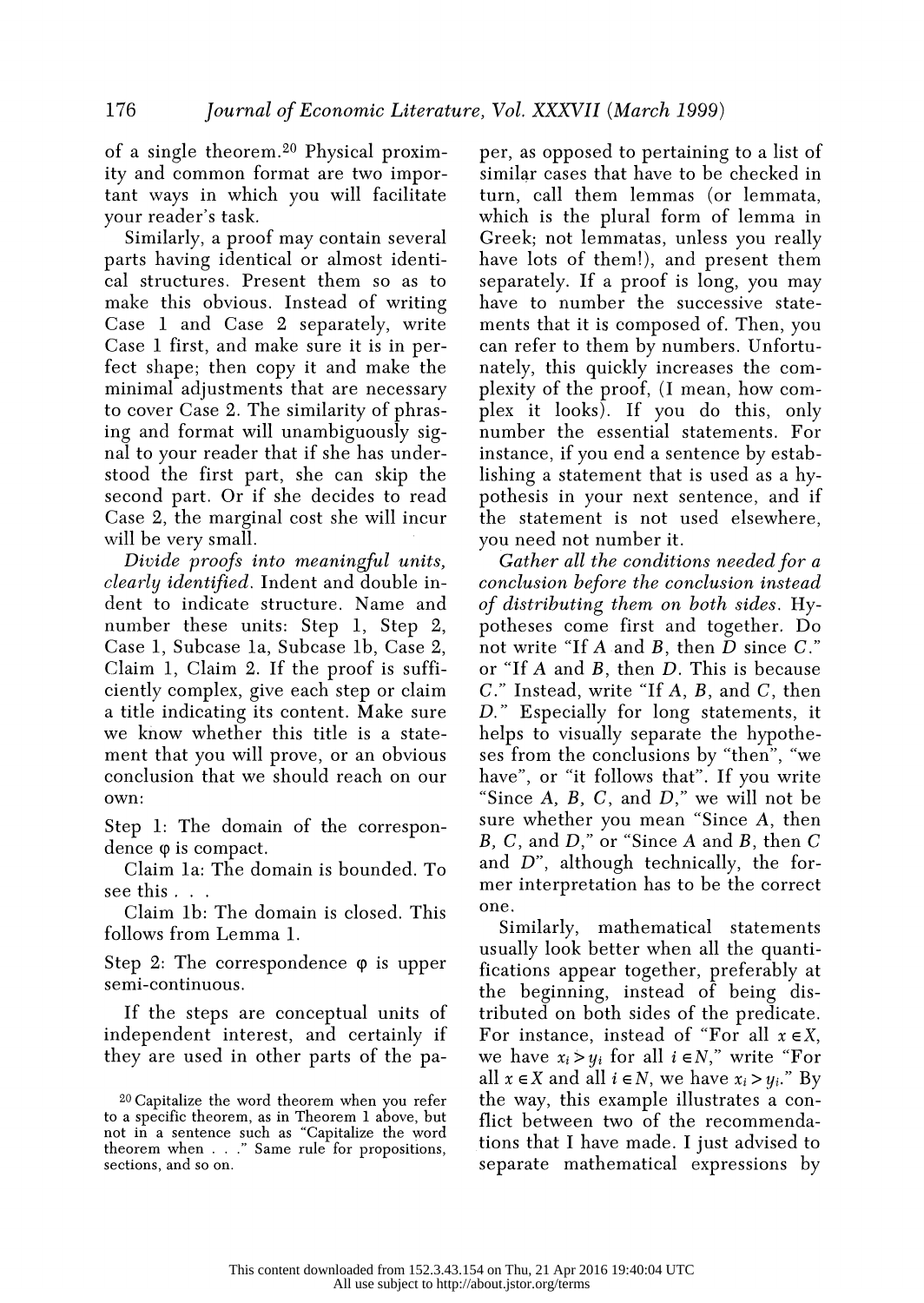of a single theorem.[20] Physical proximity and common format are two important ways in which you will facilitate your reader's task.

Similarly, a proof may contain several parts having identical or almost identical structures. Present them so as to make this obvious. Instead of writing Case 1 and Case 2 separately, write Case 1 first, and make sure it is in perfect shape; then copy it and make the minimal adjustments that are necessary to cover Case 2. The similarity of phrasing and format will unambiguously signal to your reader that if she has understood the first part, she can skip the second part. Or if she decides to read Case 2, the marginal cost she will incur will be very small.

*Divide proofs into meaningful units, clearly identified.* Indent and double indent to indicate structure. Name and number these units: Step 1, Step 2, Case 1, Subcase 1a, Subcase 1b, Case 2, Claim 1, Claim 2. If the proof is sufficiently complex, give each step or claim a title indicating its content. Make sure we know whether this title is a statement that you will prove, or an obvious conclusion that we should reach on our own:

Step 1: The domain of the correspondence $\varphi$ is compact.

Claim 1a: The domain is bounded. To see this . . .

Claim 1b: The domain is closed. This follows from Lemma 1.

Step 2: The correspondence $\varphi$ is upper semi-continuous.

If the steps are conceptual units of independent interest, and certainly if they are used in other parts of the paper, as opposed to pertaining to a list of similar cases that have to be checked in turn, call them lemmas (or lemmata, which is the plural form of lemma in Greek; not lemmatas, unless you really have lots of them!), and present them separately. If a proof is long, you may have to number the successive statements that it is composed of. Then, you can refer to them by numbers. Unfortunately, this quickly increases the complexity of the proof, (I mean, how complex it looks). If you do this, only number the essential statements. For instance, if you end a sentence by establishing a statement that is used as a hypothesis in your next sentence, and if the statement is not used elsewhere, you need not number it.

*Gather all the conditions needed for a conclusion before the conclusion instead of distributing them on both sides.* Hypotheses come first and together. Do not write "If $A$ and $B$, then $D$ since $C$." or "If $A$ and $B$, then $D$. This is because $C$." Instead, write "If $A$, $B$, and $C$, then $D$." Especially for long statements, it helps to visually separate the hypotheses from the conclusions by "then", "we have", or "it follows that". If you write "Since $A$, $B$, $C$, and $D$," we will not be sure whether you mean "Since $A$, then $B$, $C$, and $D$," or "Since $A$ and $B$, then $C$ and $D$", although technically, the former interpretation has to be the correct one.

Similarly, mathematical statements usually look better when all the quantifications appear together, preferably at the beginning, instead of being distributed on both sides of the predicate. For instance, instead of "For all $x \in X$, we have $x_i > y_i$ for all $i \in N$," write "For all $x \in X$ and all $i \in N$, we have $x_i > y_i$." By the way, this example illustrates a conflict between two of the recommendations that I have made. I just advised to separate mathematical expressions by

[20] Capitalize the word theorem when you refer to a specific theorem, as in Theorem 1 above, but not in a sentence such as "Capitalize the word theorem when . . ." Same rule for propositions, sections, and so on.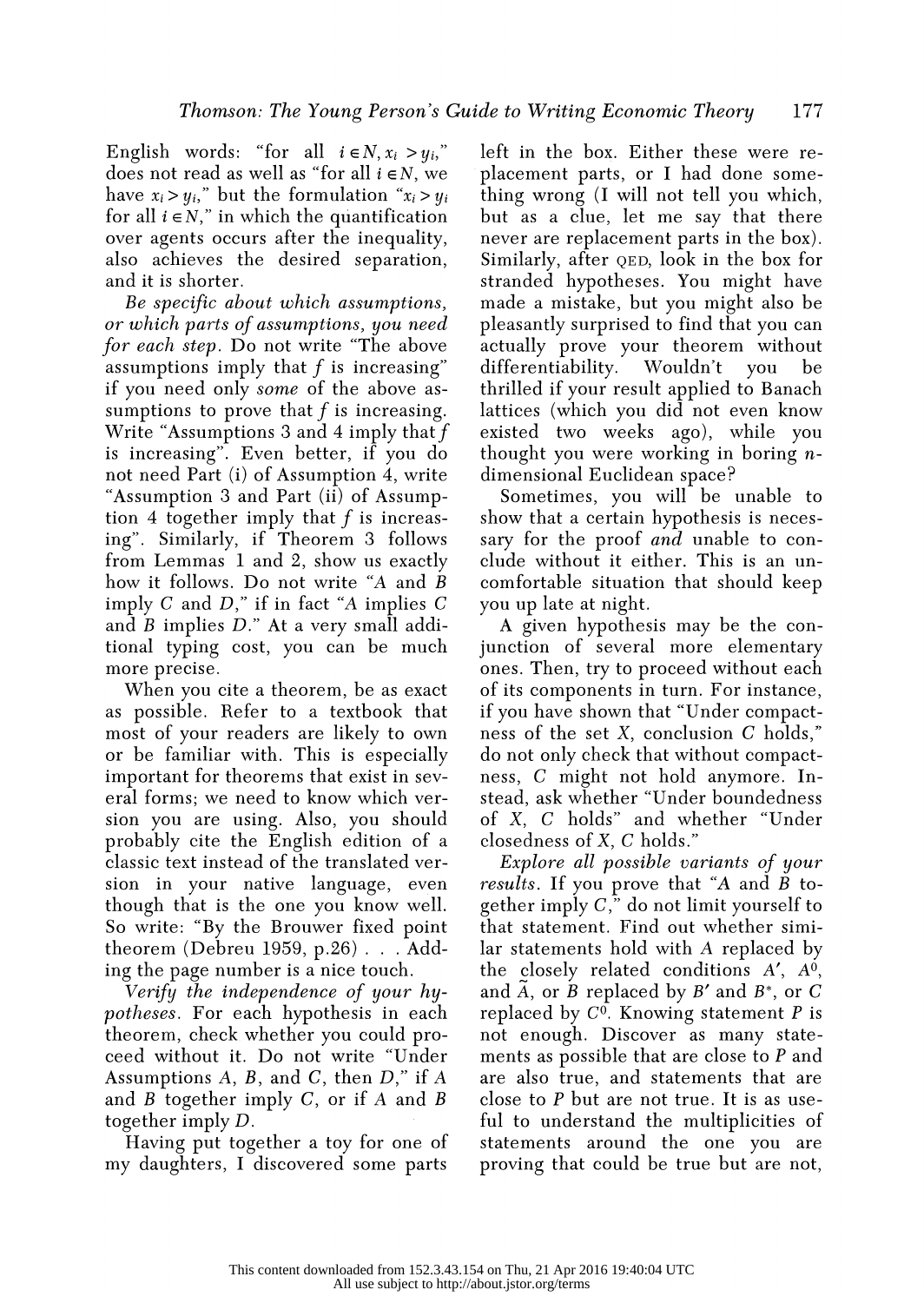English words: "for all $i \in N, x_i > y_i$," does not read as well as "for all $i \in N$, we have $x_i > y_i$," but the formulation "$x_i > y_i$ for all $i \in N$," in which the quantification over agents occurs after the inequality, also achieves the desired separation, and it is shorter.

*Be specific about which assumptions, or which parts of assumptions, you need for each step.* Do not write "The above assumptions imply that $f$ is increasing" if you need only *some* of the above assumptions to prove that $f$ is increasing. Write "Assumptions 3 and 4 imply that $f$ is increasing". Even better, if you do not need Part (i) of Assumption 4, write "Assumption 3 and Part (ii) of Assumption 4 together imply that $f$ is increasing". Similarly, if Theorem 3 follows from Lemmas 1 and 2, show us exactly how it follows. Do not write "$A$ and $B$ imply $C$ and $D$," if in fact "$A$ implies $C$ and $B$ implies $D$." At a very small additional typing cost, you can be much more precise.

When you cite a theorem, be as exact as possible. Refer to a textbook that most of your readers are likely to own or be familiar with. This is especially important for theorems that exist in several forms; we need to know which version you are using. Also, you should probably cite the English edition of a classic text instead of the translated version in your native language, even though that is the one you know well. So write: "By the Brouwer fixed point theorem (Debreu 1959, p.26) . . . Adding the page number is a nice touch.

*Verify the independence of your hypotheses.* For each hypothesis in each theorem, check whether you could proceed without it. Do not write "Under Assumptions $A$, $B$, and $C$, then $D$," if $A$ and $B$ together imply $C$, or if $A$ and $B$ together imply $D$.

Having put together a toy for one of my daughters, I discovered some parts left in the box. Either these were replacement parts, or I had done something wrong (I will not tell you which, but as a clue, let me say that there never are replacement parts in the box). Similarly, after QED, look in the box for stranded hypotheses. You might have made a mistake, but you might also be pleasantly surprised to find that you can actually prove your theorem without differentiability. Wouldn't you be thrilled if your result applied to Banach lattices (which you did not even know existed two weeks ago), while you thought you were working in boring $n$-dimensional Euclidean space?

Sometimes, you will be unable to show that a certain hypothesis is necessary for the proof *and* unable to conclude without it either. This is an uncomfortable situation that should keep you up late at night.

A given hypothesis may be the conjunction of several more elementary ones. Then, try to proceed without each of its components in turn. For instance, if you have shown that "Under compactness of the set $X$, conclusion $C$ holds," do not only check that without compactness, $C$ might not hold anymore. Instead, ask whether "Under boundedness of $X$, $C$ holds" and whether "Under closedness of $X$, $C$ holds."

*Explore all possible variants of your results.* If you prove that "$A$ and $B$ together imply $C$," do not limit yourself to that statement. Find out whether similar statements hold with $A$ replaced by the closely related conditions $A'$, $A^0$, and $\tilde{A}$, or $B$ replaced by $B'$ and $B^*$, or $C$ replaced by $C^0$. Knowing statement $P$ is not enough. Discover as many statements as possible that are close to $P$ and are also true, and statements that are close to $P$ but are not true. It is as useful to understand the multiplicities of statements around the one you are proving that could be true but are not,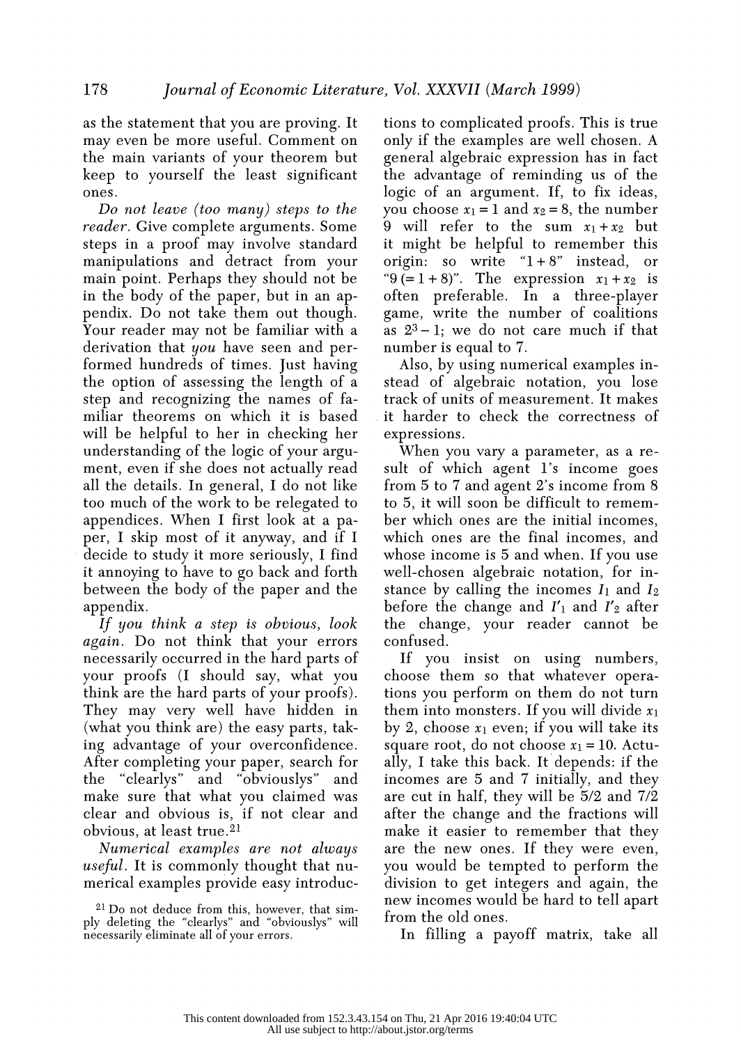as the statement that you are proving. It may even be more useful. Comment on the main variants of your theorem but keep to yourself the least significant ones.

*Do not leave (too many) steps to the reader*. Give complete arguments. Some steps in a proof may involve standard manipulations and detract from your main point. Perhaps they should not be in the body of the paper, but in an appendix. Do not take them out though. Your reader may not be familiar with a derivation that *you* have seen and performed hundreds of times. Just having the option of assessing the length of a step and recognizing the names of familiar theorems on which it is based will be helpful to her in checking her understanding of the logic of your argument, even if she does not actually read all the details. In general, I do not like too much of the work to be relegated to appendices. When I first look at a paper, I skip most of it anyway, and if I decide to study it more seriously, I find it annoying to have to go back and forth between the body of the paper and the appendix.

*If you think a step is obvious, look again*. Do not think that your errors necessarily occurred in the hard parts of your proofs (I should say, what you think are the hard parts of your proofs). They may very well have hidden in (what you think are) the easy parts, taking advantage of your overconfidence. After completing your paper, search for the "clearlys" and "obviouslys" and make sure that what you claimed was clear and obvious is, if not clear and obvious, at least true.[21]

*Numerical examples are not always useful*. It is commonly thought that numerical examples provide easy introductions to complicated proofs. This is true only if the examples are well chosen. A general algebraic expression has in fact the advantage of reminding us of the logic of an argument. If, to fix ideas, you choose $x_1 = 1$ and $x_2 = 8$, the number 9 will refer to the sum $x_1 + x_2$ but it might be helpful to remember this origin: so write "1 + 8" instead, or "9 (= 1 + 8)". The expression $x_1 + x_2$ is often preferable. In a three-player game, write the number of coalitions as $2^3 - 1$; we do not care much if that number is equal to 7.

Also, by using numerical examples instead of algebraic notation, you lose track of units of measurement. It makes it harder to check the correctness of expressions.

When you vary a parameter, as a result of which agent 1's income goes from 5 to 7 and agent 2's income from 8 to 5, it will soon be difficult to remember which ones are the initial incomes, which ones are the final incomes, and whose income is 5 and when. If you use well-chosen algebraic notation, for instance by calling the incomes $I_1$ and $I_2$ before the change and $I'_1$ and $I'_2$ after the change, your reader cannot be confused.

If you insist on using numbers, choose them so that whatever operations you perform on them do not turn them into monsters. If you will divide $x_1$ by 2, choose $x_1$ even; if you will take its square root, do not choose $x_1 = 10$. Actually, I take this back. It depends: if the incomes are 5 and 7 initially, and they are cut in half, they will be 5/2 and 7/2 after the change and the fractions will make it easier to remember that they are the new ones. If they were even, you would be tempted to perform the division to get integers and again, the new incomes would be hard to tell apart from the old ones.

In filling a payoff matrix, take all

[21] Do not deduce from this, however, that simply deleting the "clearlys" and "obviouslys" will necessarily eliminate all of your errors.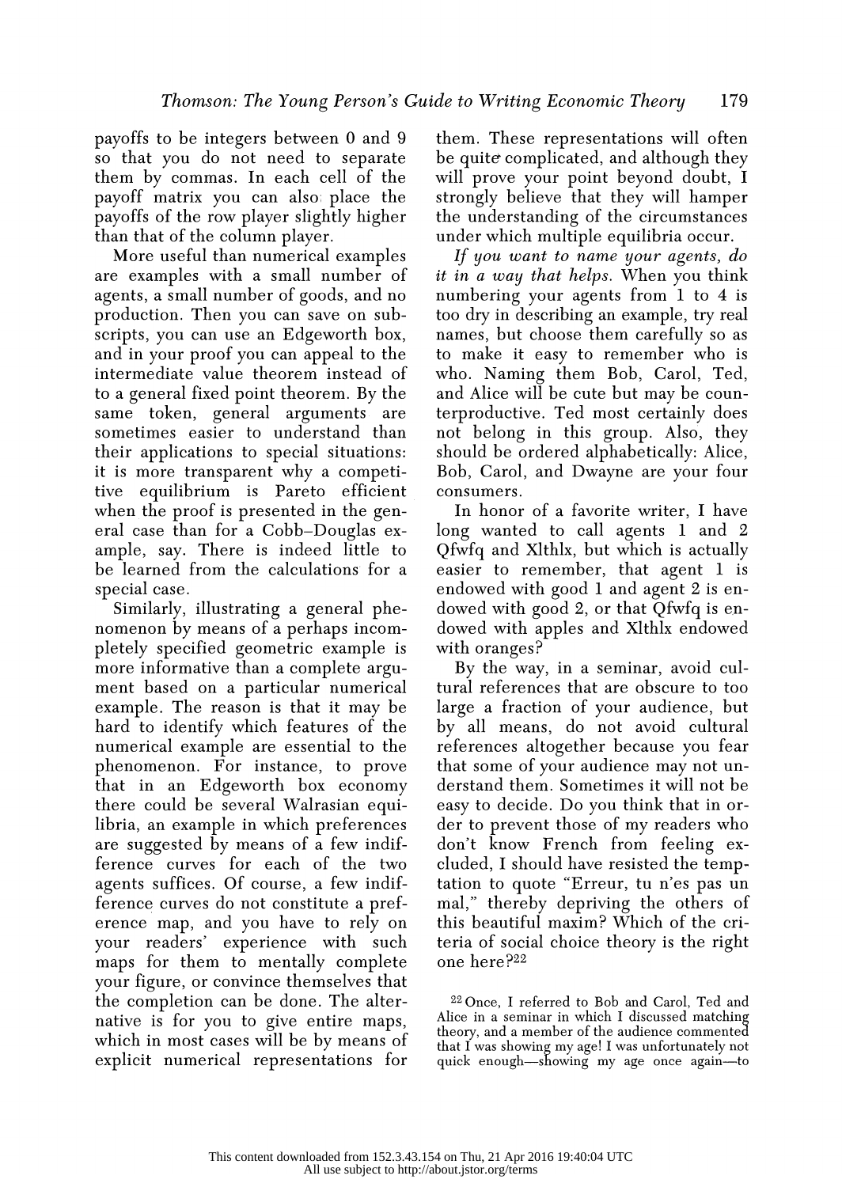payoffs to be integers between 0 and 9 so that you do not need to separate them by commas. In each cell of the payoff matrix you can also place the payoffs of the row player slightly higher than that of the column player.

More useful than numerical examples are examples with a small number of agents, a small number of goods, and no production. Then you can save on subscripts, you can use an Edgeworth box, and in your proof you can appeal to the intermediate value theorem instead of to a general fixed point theorem. By the same token, general arguments are sometimes easier to understand than their applications to special situations: it is more transparent why a competitive equilibrium is Pareto efficient when the proof is presented in the general case than for a Cobb–Douglas example, say. There is indeed little to be learned from the calculations for a special case.

Similarly, illustrating a general phenomenon by means of a perhaps incompletely specified geometric example is more informative than a complete argument based on a particular numerical example. The reason is that it may be hard to identify which features of the numerical example are essential to the phenomenon. For instance, to prove that in an Edgeworth box economy there could be several Walrasian equilibria, an example in which preferences are suggested by means of a few indifference curves for each of the two agents suffices. Of course, a few indifference curves do not constitute a preference map, and you have to rely on your readers' experience with such maps for them to mentally complete your figure, or convince themselves that the completion can be done. The alternative is for you to give entire maps, which in most cases will be by means of explicit numerical representations for them. These representations will often be quite complicated, and although they will prove your point beyond doubt, I strongly believe that they will hamper the understanding of the circumstances under which multiple equilibria occur.

*If you want to name your agents, do it in a way that helps.* When you think numbering your agents from 1 to 4 is too dry in describing an example, try real names, but choose them carefully so as to make it easy to remember who is who. Naming them Bob, Carol, Ted, and Alice will be cute but may be counterproductive. Ted most certainly does not belong in this group. Also, they should be ordered alphabetically: Alice, Bob, Carol, and Dwayne are your four consumers.

In honor of a favorite writer, I have long wanted to call agents 1 and 2 Qfwfq and Xlthlx, but which is actually easier to remember, that agent 1 is endowed with good 1 and agent 2 is endowed with good 2, or that Qfwfq is endowed with apples and Xlthlx endowed with oranges?

By the way, in a seminar, avoid cultural references that are obscure to too large a fraction of your audience, but by all means, do not avoid cultural references altogether because you fear that some of your audience may not understand them. Sometimes it will not be easy to decide. Do you think that in order to prevent those of my readers who don't know French from feeling excluded, I should have resisted the temptation to quote "Erreur, tu n'es pas un mal," thereby depriving the others of this beautiful maxim? Which of the criteria of social choice theory is the right one here?[22]

[22] Once, I referred to Bob and Carol, Ted and Alice in a seminar in which I discussed matching theory, and a member of the audience commented that I was showing my age! I was unfortunately not quick enough—showing my age once again—to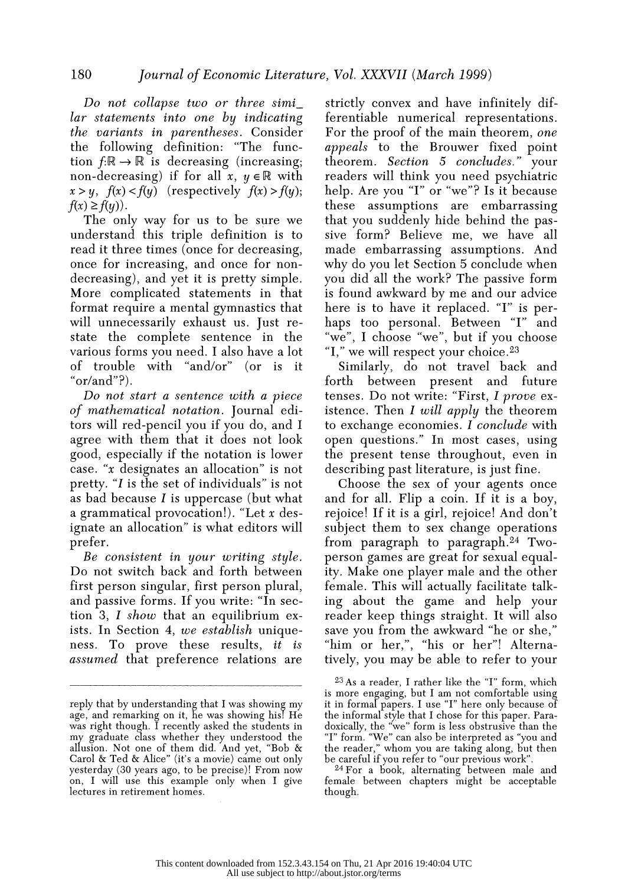*Do not collapse two or three simi_ lar statements into one by indicating the variants in parentheses.* Consider the following definition: "The function $f:\mathbb{R} \to \mathbb{R}$ is decreasing (increasing; non-decreasing) if for all $x, y \in \mathbb{R}$ with $x > y$, $f(x) < f(y)$ (respectively $f(x) > f(y)$; $f(x) \geq f(y)$).

The only way for us to be sure we understand this triple definition is to read it three times (once for decreasing, once for increasing, and once for non-decreasing), and yet it is pretty simple. More complicated statements in that format require a mental gymnastics that will unnecessarily exhaust us. Just restate the complete sentence in the various forms you need. I also have a lot of trouble with "and/or" (or is it "or/and"?).

*Do not start a sentence with a piece of mathematical notation.* Journal editors will red-pencil you if you do, and I agree with them that it does not look good, especially if the notation is lower case. "$x$ designates an allocation" is not pretty. "$I$ is the set of individuals" is not as bad because $I$ is uppercase (but what a grammatical provocation!). "Let $x$ designate an allocation" is what editors will prefer.

*Be consistent in your writing style.* Do not switch back and forth between first person singular, first person plural, and passive forms. If you write: "In section 3, *I show* that an equilibrium exists. In Section 4, *we establish* uniqueness. To prove these results, *it is assumed* that preference relations are strictly convex and have infinitely differentiable numerical representations. For the proof of the main theorem, *one appeals* to the Brouwer fixed point theorem. *Section 5 concludes.*" your readers will think you need psychiatric help. Are you "I" or "we"? Is it because these assumptions are embarrassing that you suddenly hide behind the passive form? Believe me, we have all made embarrassing assumptions. And why do you let Section 5 conclude when you did all the work? The passive form is found awkward by me and our advice here is to have it replaced. "I" is perhaps too personal. Between "I" and "we", I choose "we", but if you choose "I," we will respect your choice.[23]

Similarly, do not travel back and forth between present and future tenses. Do not write: "First, *I prove* existence. Then *I will apply* the theorem to exchange economies. *I conclude* with open questions." In most cases, using the present tense throughout, even in describing past literature, is just fine.

Choose the sex of your agents once and for all. Flip a coin. If it is a boy, rejoice! If it is a girl, rejoice! And don't subject them to sex change operations from paragraph to paragraph.[24] Two-person games are great for sexual equality. Make one player male and the other female. This will actually facilitate talking about the game and help your reader keep things straight. It will also save you from the awkward "he or she," "him or her,", "his or her"! Alternatively, you may be able to refer to your

---

reply that by understanding that I was showing my age, and remarking on it, he was showing his! He was right though. I recently asked the students in my graduate class whether they understood the allusion. Not one of them did. And yet, "Bob & Carol & Ted & Alice" (it's a movie) came out only yesterday (30 years ago, to be precise)! From now on, I will use this example only when I give lectures in retirement homes.

[23] As a reader, I rather like the "I" form, which is more engaging, but I am not comfortable using it in formal papers. I use "I" here only because of the informal style that I chose for this paper. Paradoxically, the "we" form is less obstrusive than the "I" form. "We" can also be interpreted as "you and the reader," whom you are taking along, but then be careful if you refer to "our previous work".

[24] For a book, alternating between male and female between chapters might be acceptable though.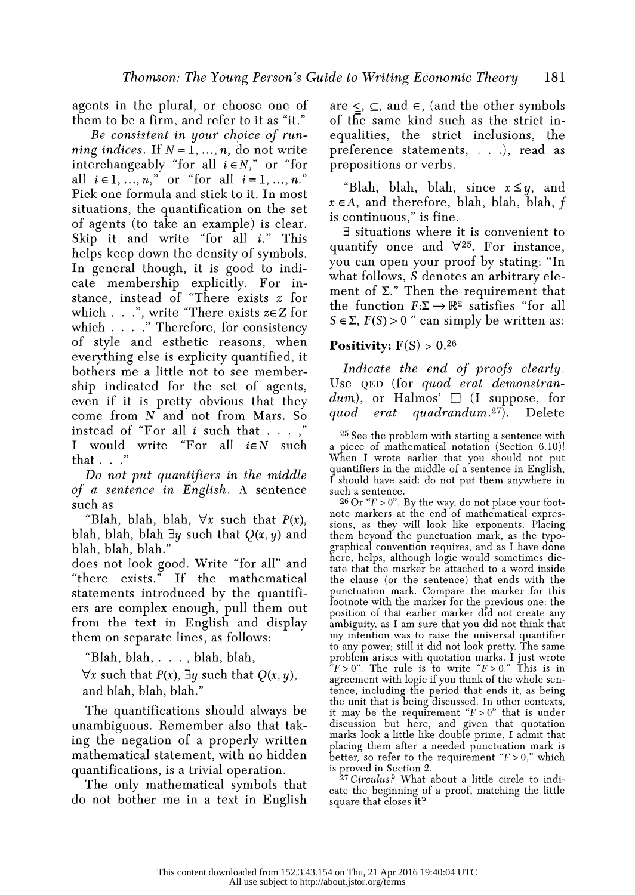agents in the plural, or choose one of them to be a firm, and refer to it as "it."

*Be consistent in your choice of running indices.* If $N = 1, \ldots, n$, do not write interchangeably "for all $i \in N$," or "for all $i \in 1, \ldots, n$," or "for all $i = 1, \ldots, n$." Pick one formula and stick to it. In most situations, the quantification on the set of agents (to take an example) is clear. Skip it and write "for all $i$." This helps keep down the density of symbols. In general though, it is good to indicate membership explicitly. For instance, instead of "There exists $z$ for which . . .", write "There exists $z \in Z$ for which . . . ." Therefore, for consistency of style and esthetic reasons, when everything else is explicity quantified, it bothers me a little not to see membership indicated for the set of agents, even if it is pretty obvious that they come from $N$ and not from Mars. So instead of "For all $i$ such that . . . ," I would write "For all $i \in N$ such that . . ."

*Do not put quantifiers in the middle of a sentence in English.* A sentence such as

"Blah, blah, blah, $\forall x$ such that $P(x)$, blah, blah, blah $\exists y$ such that $Q(x, y)$ and blah, blah, blah."

does not look good. Write "for all" and "there exists." If the mathematical statements introduced by the quantifiers are complex enough, pull them out from the text in English and display them on separate lines, as follows:

"Blah, blah, . . . , blah, blah,

$\forall x$ such that $P(x)$, $\exists y$ such that $Q(x, y)$,

and blah, blah, blah."

The quantifications should always be unambiguous. Remember also that taking the negation of a properly written mathematical statement, with no hidden quantifications, is a trivial operation.

The only mathematical symbols that do not bother me in a text in English are $\leq$, $\subseteq$, and $\in$, (and the other symbols of the same kind such as the strict inequalities, the strict inclusions, the preference statements, . . .), read as prepositions or verbs.

"Blah, blah, blah, since $x \leq y$, and $x \in A$, and therefore, blah, blah, blah, $f$ is continuous," is fine.

$\exists$ situations where it is convenient to quantify once and $\forall$[25]. For instance, you can open your proof by stating: "In what follows, $S$ denotes an arbitrary element of $\Sigma$." Then the requirement that the function $F: \Sigma \to \mathbb{R}^2$ satisfies "for all $S \in \Sigma$, $F(S) > 0$ " can simply be written as:

**Positivity:** $F(S) > 0$.[26]

*Indicate the end of proofs clearly.* Use QED (for *quod erat demonstrandum*), or Halmos' $\square$ (I suppose, for *quod erat quadrandum*.[27]). Delete

[25] See the problem with starting a sentence with a piece of mathematical notation (Section 6.10)! When I wrote earlier that you should not put quantifiers in the middle of a sentence in English, I should have said: do not put them anywhere in such a sentence.

[26] Or "$F > 0$". By the way, do not place your footnote markers at the end of mathematical expressions, as they will look like exponents. Placing them beyond the punctuation mark, as the typographical convention requires, and as I have done here, helps, although logic would sometimes dictate that the marker be attached to a word inside the clause (or the sentence) that ends with the punctuation mark. Compare the marker for this footnote with the marker for the previous one: the position of that earlier marker did not create any ambiguity, as I am sure that you did not think that my intention was to raise the universal quantifier to any power; still it did not look pretty. The same problem arises with quotation marks. I just wrote "$F > 0$". The rule is to write "$F > 0$." This is in agreement with logic if you think of the whole sentence, including the period that ends it, as being the unit that is being discussed. In other contexts, it may be the requirement "$F > 0$" that is under discussion but here, and given that quotation marks look a little like double prime, I admit that placing them after a needed punctuation mark is better, so refer to the requirement "$F > 0$," which is proved in Section 2.

[27] *Circulus?* What about a little circle to indicate the beginning of a proof, matching the little square that closes it?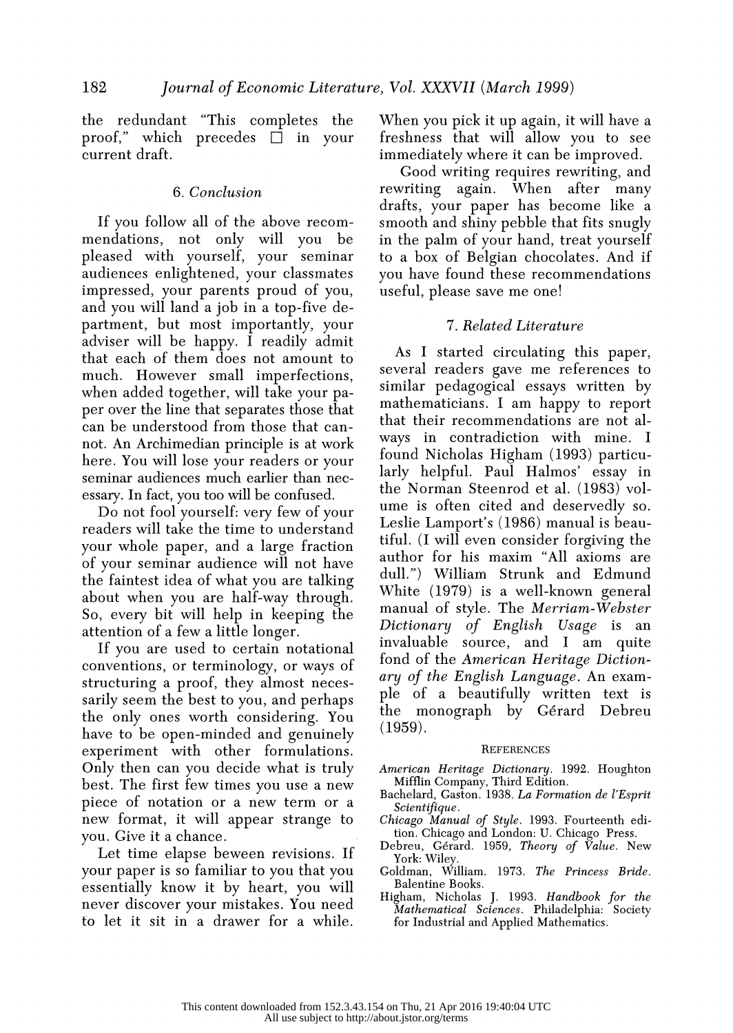the redundant "This completes the proof," which precedes □ in your current draft.

## 6. *Conclusion*

If you follow all of the above recommendations, not only will you be pleased with yourself, your seminar audiences enlightened, your classmates impressed, your parents proud of you, and you will land a job in a top-five department, but most importantly, your adviser will be happy. I readily admit that each of them does not amount to much. However small imperfections, when added together, will take your paper over the line that separates those that can be understood from those that cannot. An Archimedian principle is at work here. You will lose your readers or your seminar audiences much earlier than necessary. In fact, you too will be confused.

Do not fool yourself: very few of your readers will take the time to understand your whole paper, and a large fraction of your seminar audience will not have the faintest idea of what you are talking about when you are half-way through. So, every bit will help in keeping the attention of a few a little longer.

If you are used to certain notational conventions, or terminology, or ways of structuring a proof, they almost necessarily seem the best to you, and perhaps the only ones worth considering. You have to be open-minded and genuinely experiment with other formulations. Only then can you decide what is truly best. The first few times you use a new piece of notation or a new term or a new format, it will appear strange to you. Give it a chance.

Let time elapse beween revisions. If your paper is so familiar to you that you essentially know it by heart, you will never discover your mistakes. You need to let it sit in a drawer for a while. When you pick it up again, it will have a freshness that will allow you to see immediately where it can be improved.

Good writing requires rewriting, and rewriting again. When after many drafts, your paper has become like a smooth and shiny pebble that fits snugly in the palm of your hand, treat yourself to a box of Belgian chocolates. And if you have found these recommendations useful, please save me one!

## 7. *Related Literature*

As I started circulating this paper, several readers gave me references to similar pedagogical essays written by mathematicians. I am happy to report that their recommendations are not always in contradiction with mine. I found Nicholas Higham (1993) particularly helpful. Paul Halmos' essay in the Norman Steenrod et al. (1983) volume is often cited and deservedly so. Leslie Lamport's (1986) manual is beautiful. (I will even consider forgiving the author for his maxim "All axioms are dull.") William Strunk and Edmund White (1979) is a well-known general manual of style. The *Merriam-Webster Dictionary of English Usage* is an invaluable source, and I am quite fond of the *American Heritage Dictionary of the English Language*. An example of a beautifully written text is the monograph by Gérard Debreu (1959).

### References

*American Heritage Dictionary*. 1992. Houghton Mifflin Company, Third Edition.

Bachelard, Gaston. 1938. *La Formation de l'Esprit Scientifique*.

*Chicago Manual of Style*. 1993. Fourteenth edition. Chicago and London: U. Chicago Press.

Debreu, Gérard. 1959, *Theory of Value*. New York: Wiley.

Goldman, William. 1973. *The Princess Bride*. Balentine Books.

Higham, Nicholas J. 1993. *Handbook for the Mathematical Sciences*. Philadelphia: Society for Industrial and Applied Mathematics.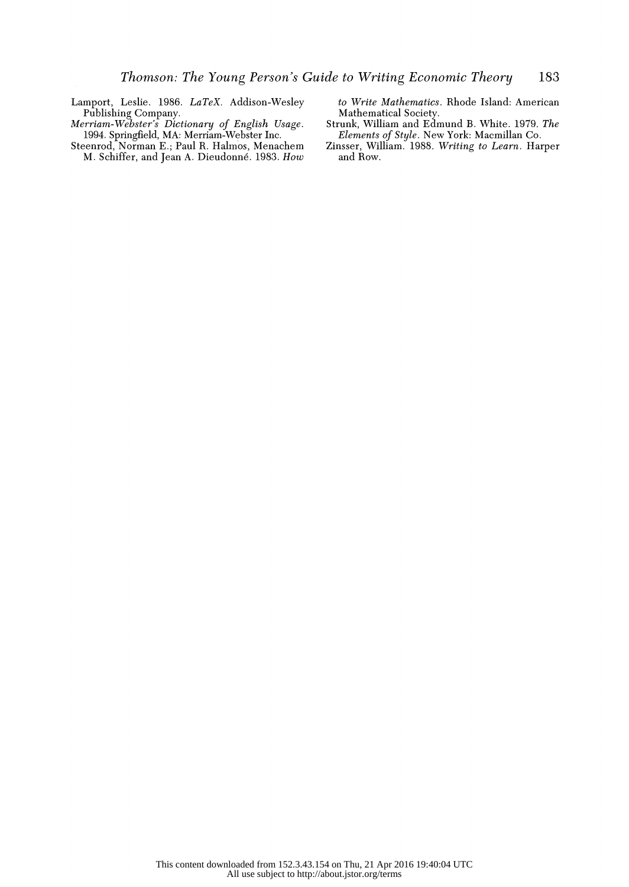Lamport, Leslie. 1986. *LaTeX*. Addison-Wesley Publishing Company.

*Merriam-Webster's Dictionary of English Usage*. 1994. Springfield, MA: Merriam-Webster Inc.

Steenrod, Norman E.; Paul R. Halmos, Menachem M. Schiffer, and Jean A. Dieudonné. 1983. *How to Write Mathematics*. Rhode Island: American Mathematical Society.

Strunk, William and Edmund B. White. 1979. *The Elements of Style*. New York: Macmillan Co.

Zinsser, William. 1988. *Writing to Learn*. Harper and Row.